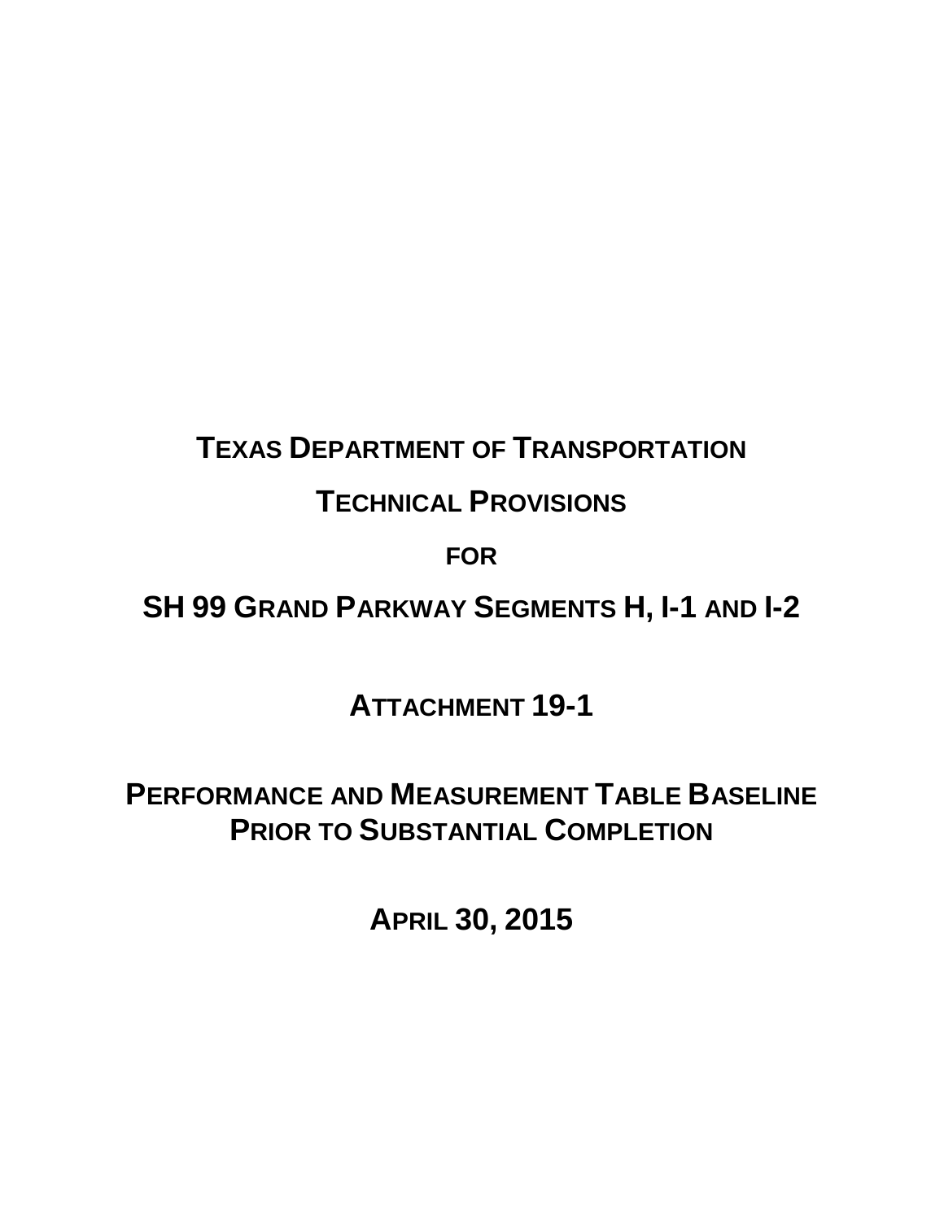# TEXAS DEPARTMENT OF TRANSPORTATION

# TECHNICAL PROVISIONS

# FOR

# SH 99 GRAND PARKWAY SEGMENTS H, I-1 AND I-2

# ATTACHMENT 19-1

# PERFORMANCE AND MEASUREMENT TABLE BASELINE PRIOR TO SUBSTANTIAL COMPLETION

**APRIL 30, 2015**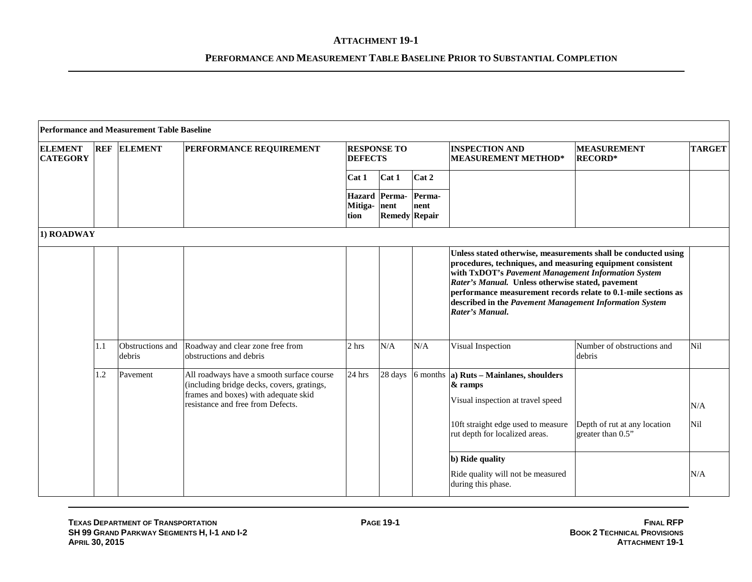## ATTACHMENT 19-1

## PERFORMANCE AND MEASUREMENT TABLE BASELINE PRIOR TO SUBSTANTIAL COMPLETION

| Performance and Measurement Table Baseline | | | | | | | | | |
|---|---|---|---|---|---|---|---|---|---|
| **ELEMENT CATEGORY** | **REF** | **ELEMENT** | **PERFORMANCE REQUIREMENT** | **RESPONSE TO DEFECTS** | | | **INSPECTION AND MEASUREMENT METHOD*** | **MEASUREMENT RECORD*** | **TARGET** |
| | | | | **Cat 1** | **Cat 1** | **Cat 2** | | | |
| | | | | **Hazard Mitiga-tion** | **Perma-nent Remedy** | **Perma-nent Repair** | | | |
| **1) ROADWAY** | | | | | | | | | |
| | | | | | | | **Unless stated otherwise, measurements shall be conducted using procedures, techniques, and measuring equipment consistent with TxDOT's *Pavement Management Information System Rater's Manual*. Unless otherwise stated, pavement performance measurement records relate to 0.1-mile sections as described in the *Pavement Management Information System Rater's Manual*.** | | |
| | 1.1 | Obstructions and debris | Roadway and clear zone free from obstructions and debris | 2 hrs | N/A | N/A | Visual Inspection | Number of obstructions and debris | Nil |
| | 1.2 | Pavement | All roadways have a smooth surface course (including bridge decks, covers, gratings, frames and boxes) with adequate skid resistance and free from Defects. | 24 hrs | 28 days | 6 months | **a) Ruts – Mainlanes, shoulders & ramps** | | |
| | | | | | | | Visual inspection at travel speed | | N/A |
| | | | | | | | 10ft straight edge used to measure rut depth for localized areas. | Depth of rut at any location greater than 0.5" | Nil |
| | | | | | | | **b) Ride quality** | | |
| | | | | | | | Ride quality will not be measured during this phase. | | N/A |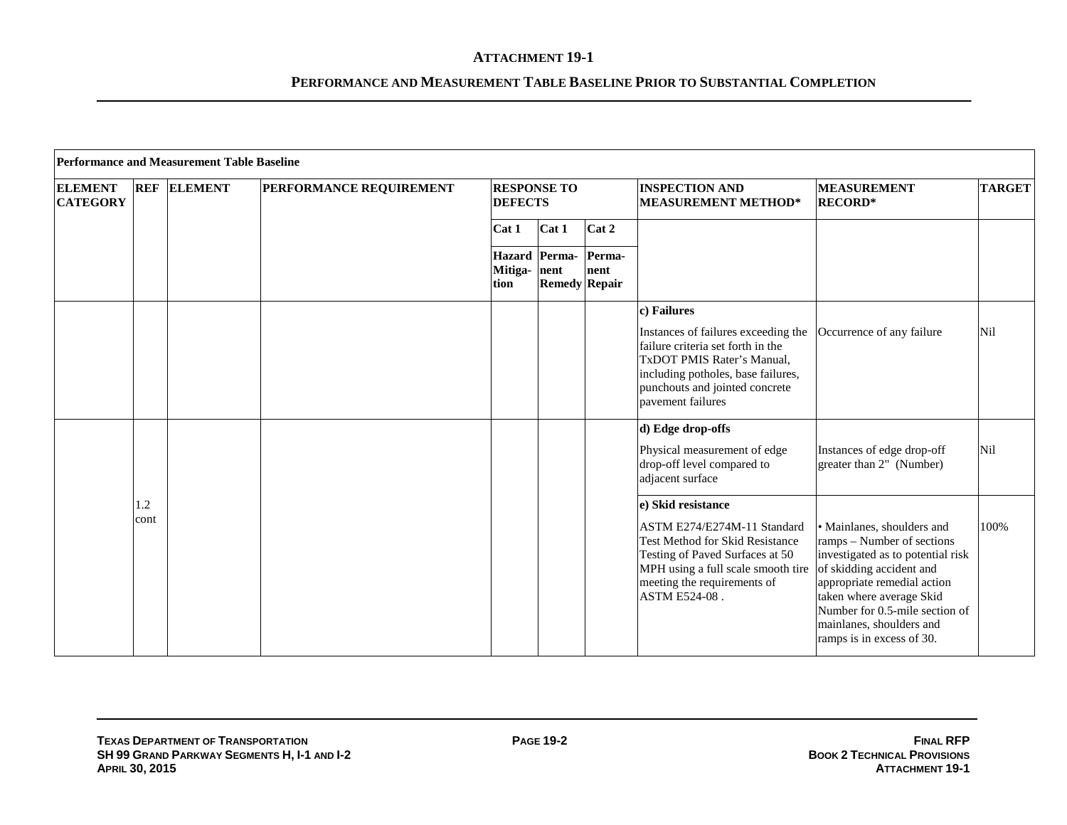## ATTACHMENT 19-1

### PERFORMANCE AND MEASUREMENT TABLE BASELINE PRIOR TO SUBSTANTIAL COMPLETION

| **Performance and Measurement Table Baseline** | | | | | | | | | |
|---|---|---|---|---|---|---|---|---|---|
| **ELEMENT CATEGORY** | **REF** | **ELEMENT** | **PERFORMANCE REQUIREMENT** | **RESPONSE TO DEFECTS** | | | **INSPECTION AND MEASUREMENT METHOD*** | **MEASUREMENT RECORD*** | **TARGET** |
| | | | | **Cat 1** | **Cat 1** | **Cat 2** | | | |
| | | | | **Hazard Mitiga-tion** | **Perma-nent Remedy** | **Perma-nent Repair** | | | |
| | | | | | | | **c) Failures** Instances of failures exceeding the failure criteria set forth in the TxDOT PMIS Rater's Manual, including potholes, base failures, punchouts and jointed concrete pavement failures | Occurrence of any failure | Nil |
| | 1.2 cont | | | | | | **d) Edge drop-offs** Physical measurement of edge drop-off level compared to adjacent surface | Instances of edge drop-off greater than 2" (Number) | Nil |
| | | | | | | | **e) Skid resistance** ASTM E274/E274M-11 Standard Test Method for Skid Resistance Testing of Paved Surfaces at 50 MPH using a full scale smooth tire meeting the requirements of ASTM E524-08 . | • Mainlanes, shoulders and ramps – Number of sections investigated as to potential risk of skidding accident and appropriate remedial action taken where average Skid Number for 0.5-mile section of mainlanes, shoulders and ramps is in excess of 30. | 100% |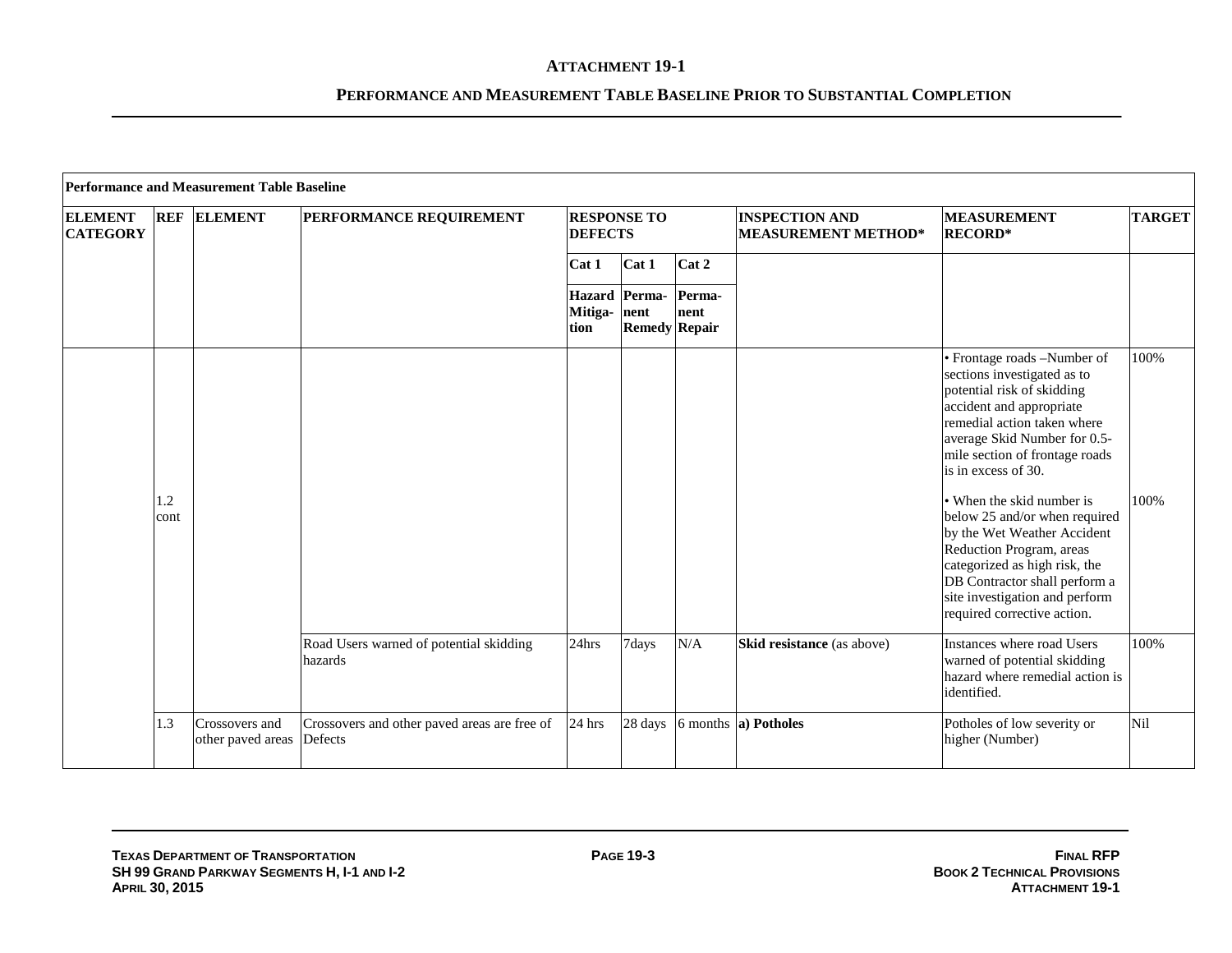**ATTACHMENT 19-1**

**PERFORMANCE AND MEASUREMENT TABLE BASELINE PRIOR TO SUBSTANTIAL COMPLETION**

| Performance and Measurement Table Baseline | | | | | | | | | |
|---|---|---|---|---|---|---|---|---|---|
| **ELEMENT CATEGORY** | **REF** | **ELEMENT** | **PERFORMANCE REQUIREMENT** | **RESPONSE TO DEFECTS** | | | **INSPECTION AND MEASUREMENT METHOD*** | **MEASUREMENT RECORD*** | **TARGET** |
| | | | | **Cat 1** | **Cat 1** | **Cat 2** | | | |
| | | | | **Hazard Mitiga-tion** | **Perma-nent Remedy** | **Perma-nent Repair** | | | |
| | 1.2 cont | | | | | | | • Frontage roads –Number of sections investigated as to potential risk of skidding accident and appropriate remedial action taken where average Skid Number for 0.5-mile section of frontage roads is in excess of 30. | 100% |
| | | | | | | | | • When the skid number is below 25 and/or when required by the Wet Weather Accident Reduction Program, areas categorized as high risk, the DB Contractor shall perform a site investigation and perform required corrective action. | 100% |
| | | | Road Users warned of potential skidding hazards | 24hrs | 7days | N/A | **Skid resistance** (as above) | Instances where road Users warned of potential skidding hazard where remedial action is identified. | 100% |
| | 1.3 | Crossovers and other paved areas | Crossovers and other paved areas are free of Defects | 24 hrs | 28 days | 6 months | **a) Potholes** | Potholes of low severity or higher (Number) | Nil |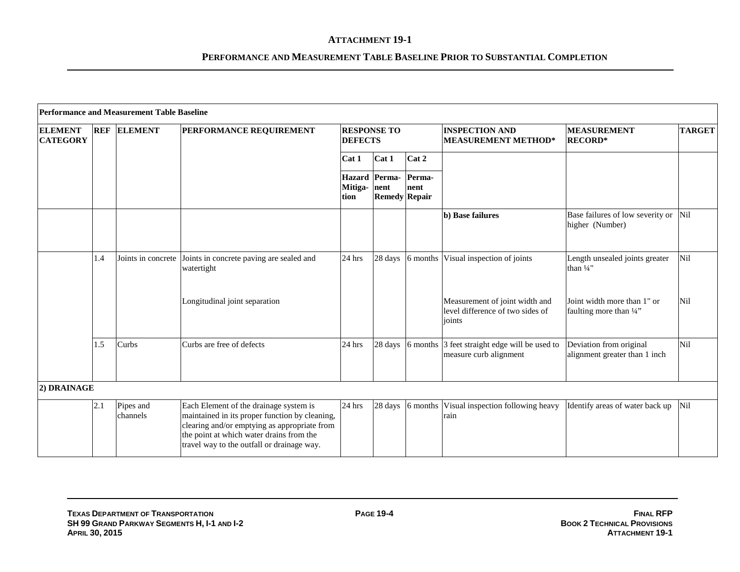**ATTACHMENT 19-1**

**PERFORMANCE AND MEASUREMENT TABLE BASELINE PRIOR TO SUBSTANTIAL COMPLETION**

| **Performance and Measurement Table Baseline** | | | | | | | | | |
|---|---|---|---|---|---|---|---|---|---|
| **ELEMENT CATEGORY** | **REF** | **ELEMENT** | **PERFORMANCE REQUIREMENT** | **RESPONSE TO DEFECTS** | | | **INSPECTION AND MEASUREMENT METHOD*** | **MEASUREMENT RECORD*** | **TARGET** |
| | | | | **Cat 1** | **Cat 1** | **Cat 2** | | | |
| | | | | **Hazard Mitigation** | **Permanent Remedy** | **Permanent Repair** | | | |
| | | | | | | | **b) Base failures** | Base failures of low severity or higher (Number) | Nil |
| | 1.4 | Joints in concrete | Joints in concrete paving are sealed and watertight | 24 hrs | 28 days | 6 months | Visual inspection of joints | Length unsealed joints greater than ¼" | Nil |
| | | | Longitudinal joint separation | | | | Measurement of joint width and level difference of two sides of joints | Joint width more than 1" or faulting more than ¼" | Nil |
| | 1.5 | Curbs | Curbs are free of defects | 24 hrs | 28 days | 6 months | 3 feet straight edge will be used to measure curb alignment | Deviation from original alignment greater than 1 inch | Nil |
| **2) DRAINAGE** | | | | | | | | | |
| | 2.1 | Pipes and channels | Each Element of the drainage system is maintained in its proper function by cleaning, clearing and/or emptying as appropriate from the point at which water drains from the travel way to the outfall or drainage way. | 24 hrs | 28 days | 6 months | Visual inspection following heavy rain | Identify areas of water back up | Nil |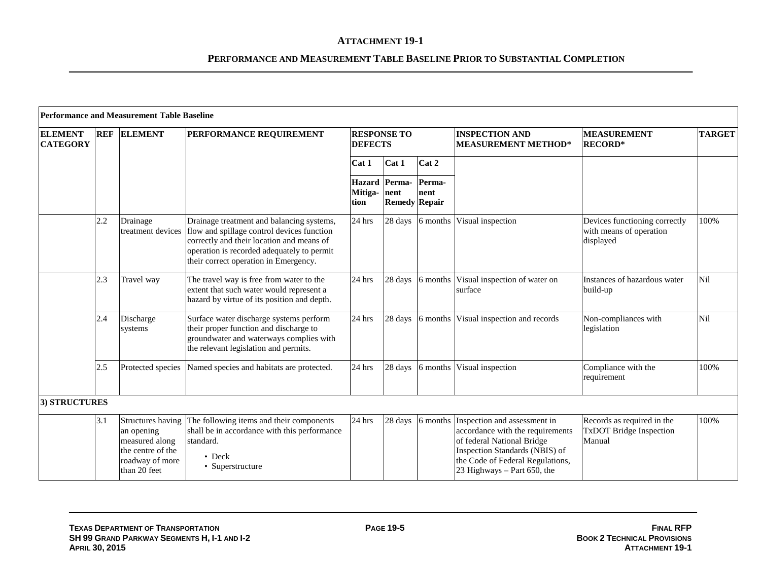## ATTACHMENT 19-1

### PERFORMANCE AND MEASUREMENT TABLE BASELINE PRIOR TO SUBSTANTIAL COMPLETION

| Performance and Measurement Table Baseline | | | | | | | | | |
|---|---|---|---|---|---|---|---|---|---|
| **ELEMENT CATEGORY** | **REF** | **ELEMENT** | **PERFORMANCE REQUIREMENT** | **RESPONSE TO DEFECTS** | | | **INSPECTION AND MEASUREMENT METHOD*** | **MEASUREMENT RECORD*** | **TARGET** |
| | | | | **Cat 1** | **Cat 1** | **Cat 2** | | | |
| | | | | **Hazard Mitiga-tion** | **Perma-nent Remedy** | **Perma-nent Repair** | | | |
| | 2.2 | Drainage treatment devices | Drainage treatment and balancing systems, flow and spillage control devices function correctly and their location and means of operation is recorded adequately to permit their correct operation in Emergency. | 24 hrs | 28 days | 6 months | Visual inspection | Devices functioning correctly with means of operation displayed | 100% |
| | 2.3 | Travel way | The travel way is free from water to the extent that such water would represent a hazard by virtue of its position and depth. | 24 hrs | 28 days | 6 months | Visual inspection of water on surface | Instances of hazardous water build-up | Nil |
| | 2.4 | Discharge systems | Surface water discharge systems perform their proper function and discharge to groundwater and waterways complies with the relevant legislation and permits. | 24 hrs | 28 days | 6 months | Visual inspection and records | Non-compliances with legislation | Nil |
| | 2.5 | Protected species | Named species and habitats are protected. | 24 hrs | 28 days | 6 months | Visual inspection | Compliance with the requirement | 100% |
| **3) STRUCTURES** | | | | | | | | | |
| | 3.1 | Structures having an opening measured along the centre of the roadway of more than 20 feet | The following items and their components shall be in accordance with this performance standard.<br>• Deck<br>• Superstructure | 24 hrs | 28 days | 6 months | Inspection and assessment in accordance with the requirements of federal National Bridge Inspection Standards (NBIS) of the Code of Federal Regulations, 23 Highways – Part 650, the | Records as required in the TxDOT Bridge Inspection Manual | 100% |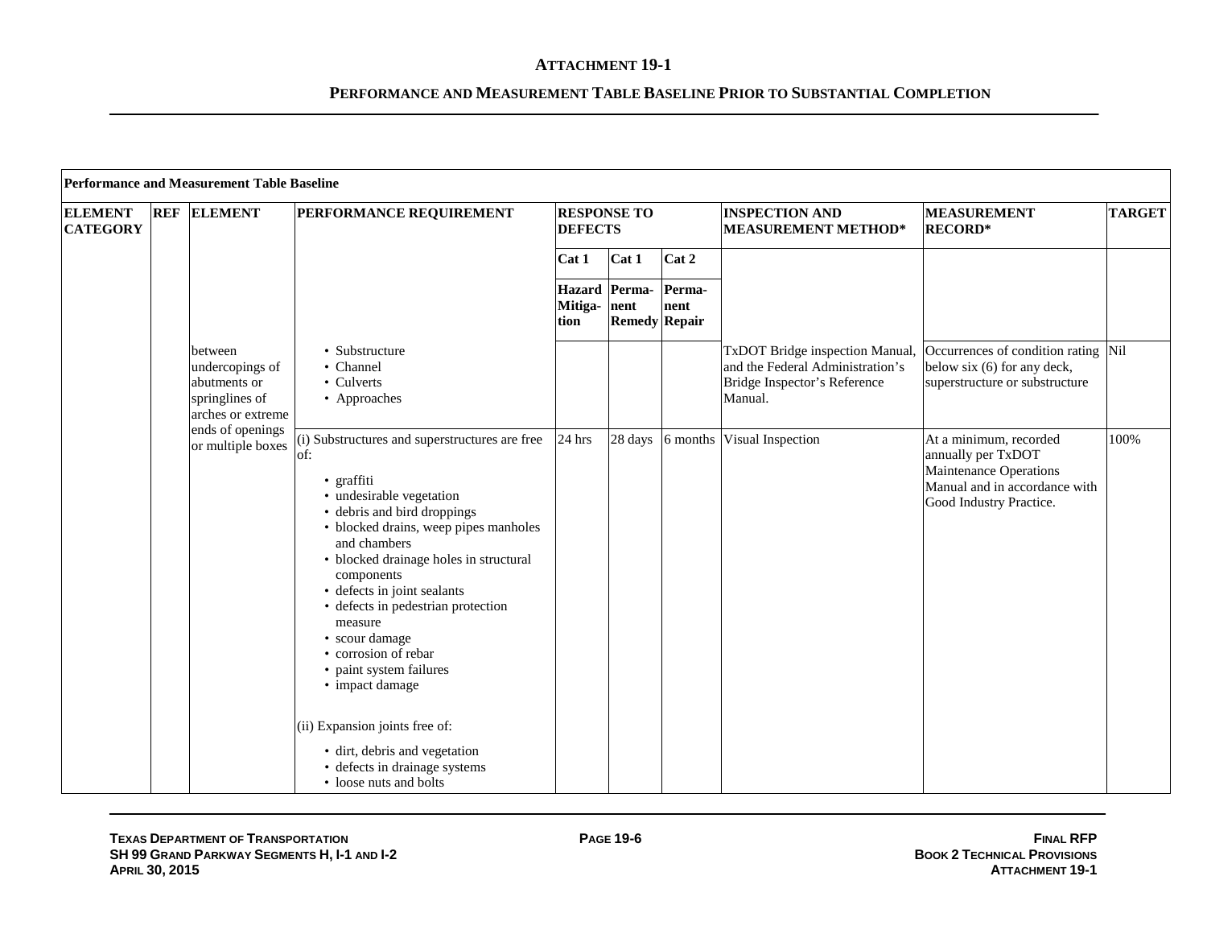## ATTACHMENT 19-1

### PERFORMANCE AND MEASUREMENT TABLE BASELINE PRIOR TO SUBSTANTIAL COMPLETION

| Performance and Measurement Table Baseline | | | | | | | | | |
|---|---|---|---|---|---|---|---|---|---|
| **ELEMENT CATEGORY** | **REF** | **ELEMENT** | **PERFORMANCE REQUIREMENT** | **RESPONSE TO DEFECTS** | | | **INSPECTION AND MEASUREMENT METHOD*** | **MEASUREMENT RECORD*** | **TARGET** |
| | | | | **Cat 1** | **Cat 1** | **Cat 2** | | | |
| | | | | **Hazard Mitiga-tion** | **Perma-nent Remedy** | **Perma-nent Repair** | | | |
| | | between undercopings of abutments or springlines of arches or extreme ends of openings or multiple boxes | • Substructure<br>• Channel<br>• Culverts<br>• Approaches | | | | TxDOT Bridge inspection Manual, and the Federal Administration's Bridge Inspector's Reference Manual. | Occurrences of condition rating below six (6) for any deck, superstructure or substructure | Nil |
| | | | (i) Substructures and superstructures are free of:<br>• graffiti<br>• undesirable vegetation<br>• debris and bird droppings<br>• blocked drains, weep pipes manholes and chambers<br>• blocked drainage holes in structural components<br>• defects in joint sealants<br>• defects in pedestrian protection measure<br>• scour damage<br>• corrosion of rebar<br>• paint system failures<br>• impact damage<br><br>(ii) Expansion joints free of:<br>• dirt, debris and vegetation<br>• defects in drainage systems<br>• loose nuts and bolts | 24 hrs | 28 days | 6 months | Visual Inspection | At a minimum, recorded annually per TxDOT Maintenance Operations Manual and in accordance with Good Industry Practice. | 100% |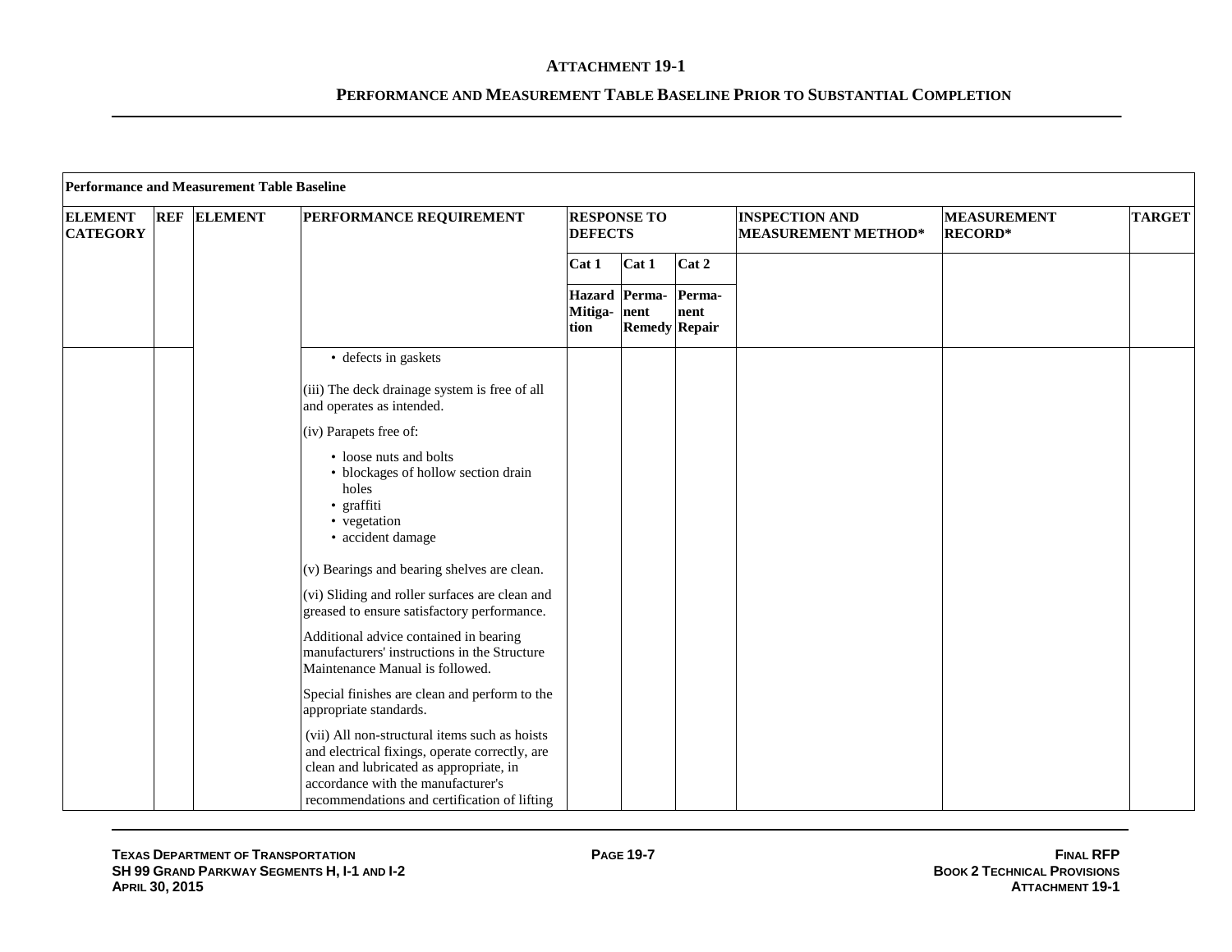## ATTACHMENT 19-1

### PERFORMANCE AND MEASUREMENT TABLE BASELINE PRIOR TO SUBSTANTIAL COMPLETION

| **Performance and Measurement Table Baseline** | | | | | | | | | |
|---|---|---|---|---|---|---|---|---|---|
| **ELEMENT CATEGORY** | **REF** | **ELEMENT** | **PERFORMANCE REQUIREMENT** | **RESPONSE TO DEFECTS** | | | **INSPECTION AND MEASUREMENT METHOD*** | **MEASUREMENT RECORD*** | **TARGET** |
| | | | | **Cat 1** | **Cat 1** | **Cat 2** | | | |
| | | | | **Hazard Mitiga-tion** | **Perma-nent Remedy** | **Perma-nent Repair** | | | |
| | | | • defects in gaskets<br><br>(iii) The deck drainage system is free of all and operates as intended.<br><br>(iv) Parapets free of:<br><br>• loose nuts and bolts<br>• blockages of hollow section drain holes<br>• graffiti<br>• vegetation<br>• accident damage<br><br>(v) Bearings and bearing shelves are clean.<br><br>(vi) Sliding and roller surfaces are clean and greased to ensure satisfactory performance.<br><br>Additional advice contained in bearing manufacturers' instructions in the Structure Maintenance Manual is followed.<br><br>Special finishes are clean and perform to the appropriate standards.<br><br>(vii) All non-structural items such as hoists and electrical fixings, operate correctly, are clean and lubricated as appropriate, in accordance with the manufacturer's recommendations and certification of lifting | | | | | | |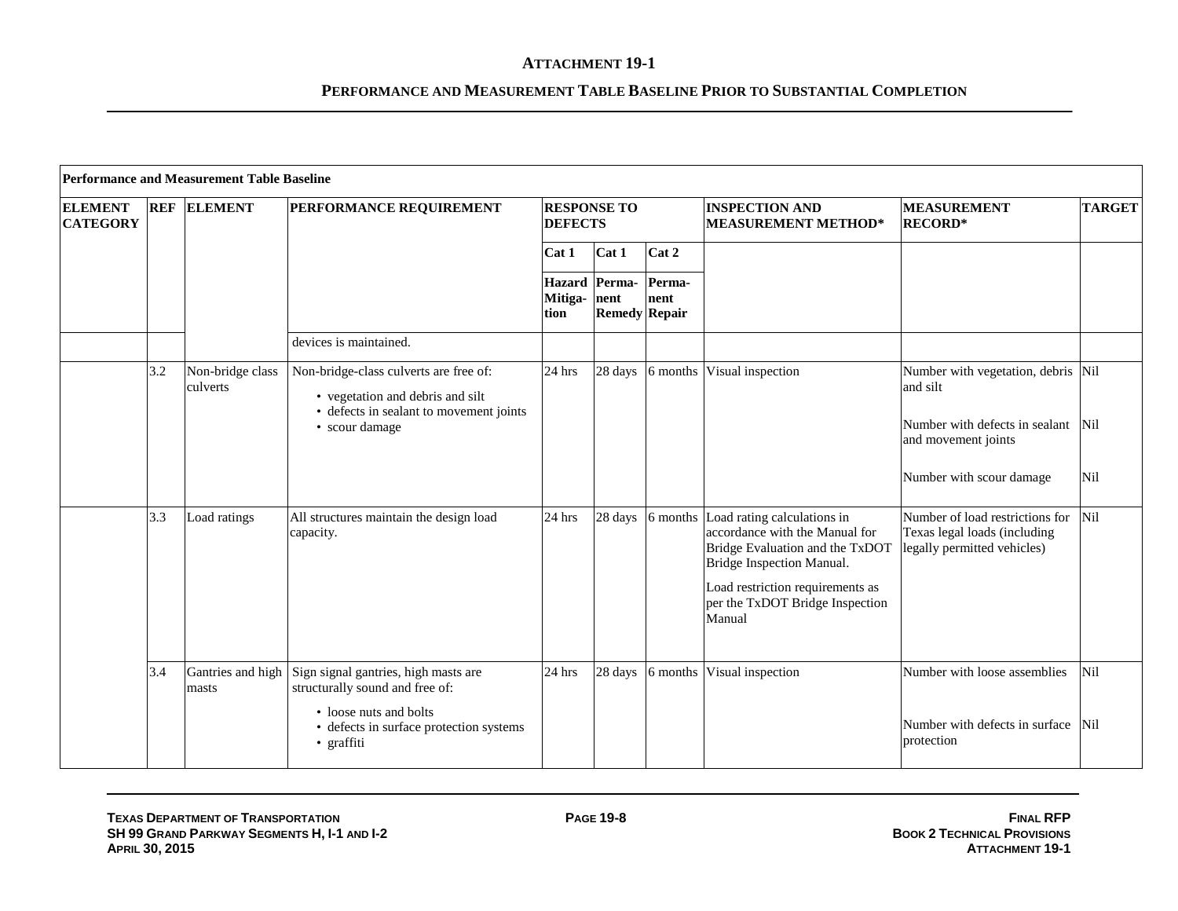# ATTACHMENT 19-1

## PERFORMANCE AND MEASUREMENT TABLE BASELINE PRIOR TO SUBSTANTIAL COMPLETION

| **Performance and Measurement Table Baseline** | | | | | | | | | |
|---|---|---|---|---|---|---|---|---|---|
| **ELEMENT CATEGORY** | **REF** | **ELEMENT** | **PERFORMANCE REQUIREMENT** | **RESPONSE TO DEFECTS** | | | **INSPECTION AND MEASUREMENT METHOD*** | **MEASUREMENT RECORD*** | **TARGET** |
| | | | | **Cat 1** | **Cat 1** | **Cat 2** | | | |
| | | | | **Hazard Mitiga-tion** | **Perma-nent Remedy** | **Perma-nent Repair** | | | |
| | | | devices is maintained. | | | | | | |
| | 3.2 | Non-bridge class culverts | Non-bridge-class culverts are free of:<br>• vegetation and debris and silt<br>• defects in sealant to movement joints<br>• scour damage | 24 hrs | 28 days | 6 months | Visual inspection | Number with vegetation, debris and silt<br><br>Number with defects in sealant and movement joints<br><br>Number with scour damage | Nil<br><br>Nil<br><br>Nil |
| | 3.3 | Load ratings | All structures maintain the design load capacity. | 24 hrs | 28 days | 6 months | Load rating calculations in accordance with the Manual for Bridge Evaluation and the TxDOT Bridge Inspection Manual.<br><br>Load restriction requirements as per the TxDOT Bridge Inspection Manual | Number of load restrictions for Texas legal loads (including legally permitted vehicles) | Nil |
| | 3.4 | Gantries and high masts | Sign signal gantries, high masts are structurally sound and free of:<br>• loose nuts and bolts<br>• defects in surface protection systems<br>• graffiti | 24 hrs | 28 days | 6 months | Visual inspection | Number with loose assemblies<br><br>Number with defects in surface protection | Nil<br><br>Nil |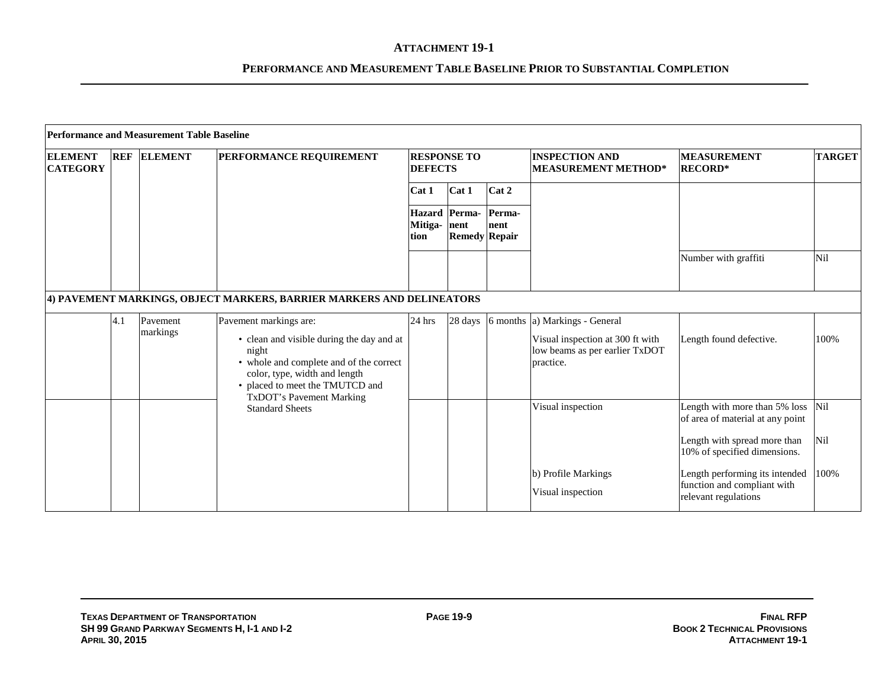# ATTACHMENT 19-1

## PERFORMANCE AND MEASUREMENT TABLE BASELINE PRIOR TO SUBSTANTIAL COMPLETION

| **Performance and Measurement Table Baseline** | | | | | | | | | |
|---|---|---|---|---|---|---|---|---|---|
| **ELEMENT CATEGORY** | **REF** | **ELEMENT** | **PERFORMANCE REQUIREMENT** | **RESPONSE TO DEFECTS** | | | **INSPECTION AND MEASUREMENT METHOD*** | **MEASUREMENT RECORD*** | **TARGET** |
| | | | | **Cat 1** | **Cat 1** | **Cat 2** | | | |
| | | | | **Hazard Mitiga-tion** | **Perma-nent Remedy** | **Perma-nent Repair** | | | |
| | | | | | | | | Number with graffiti | Nil |
| **4) PAVEMENT MARKINGS, OBJECT MARKERS, BARRIER MARKERS AND DELINEATORS** | | | | | | | | | |
| | 4.1 | Pavement markings | Pavement markings are:<br>• clean and visible during the day and at night<br>• whole and complete and of the correct color, type, width and length<br>• placed to meet the TMUTCD and TxDOT's Pavement Marking Standard Sheets | 24 hrs | 28 days | 6 months | a) Markings - General<br>Visual inspection at 300 ft with low beams as per earlier TxDOT practice. | Length found defective. | 100% |
| | | | | | | | Visual inspection | Length with more than 5% loss of area of material at any point | Nil |
| | | | | | | | | Length with spread more than 10% of specified dimensions. | Nil |
| | | | | | | | b) Profile Markings<br>Visual inspection | Length performing its intended function and compliant with relevant regulations | 100% |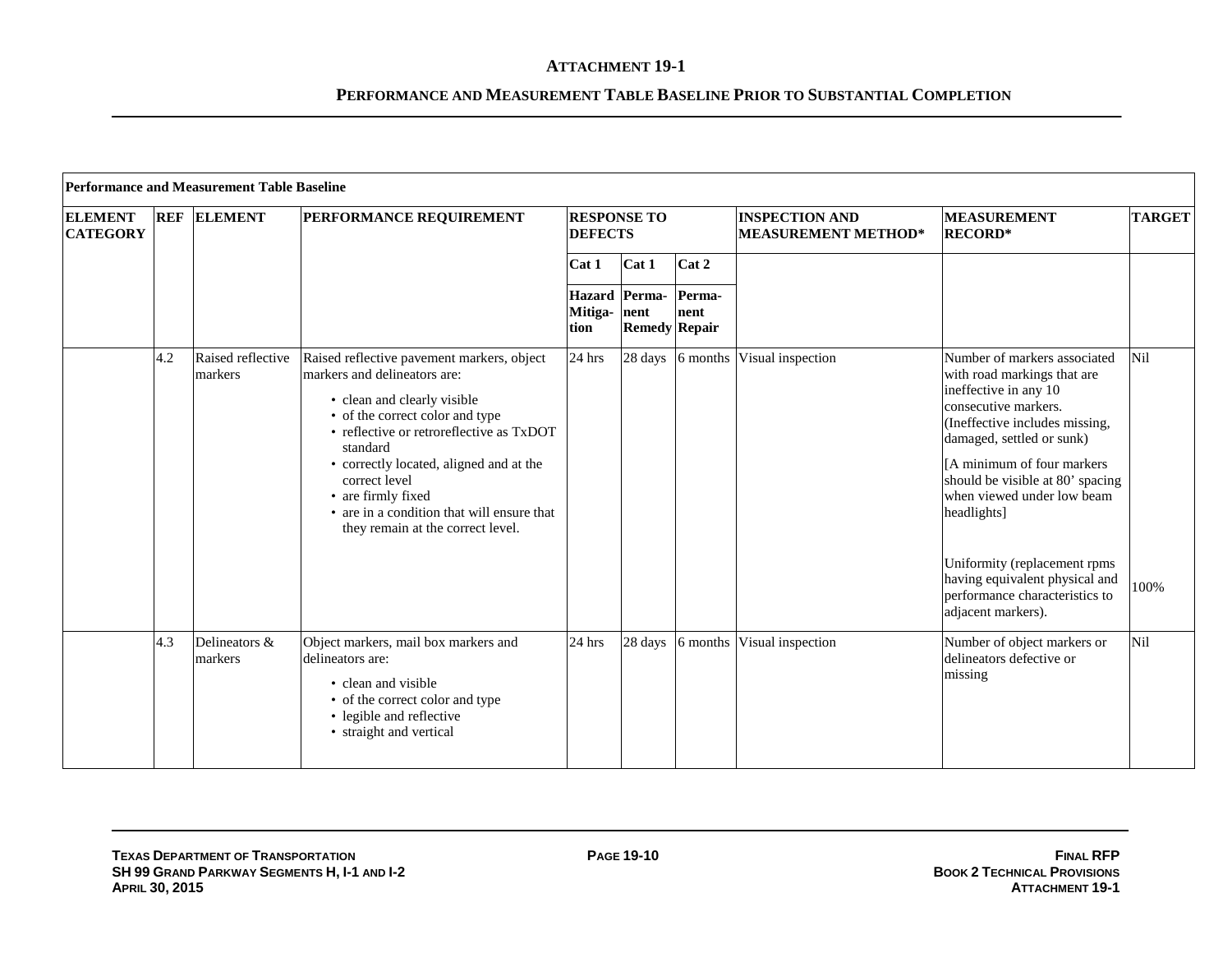# ATTACHMENT 19-1

## PERFORMANCE AND MEASUREMENT TABLE BASELINE PRIOR TO SUBSTANTIAL COMPLETION

| Performance and Measurement Table Baseline | | | | | | | | | |
|---|---|---|---|---|---|---|---|---|---|
| **ELEMENT CATEGORY** | **REF** | **ELEMENT** | **PERFORMANCE REQUIREMENT** | **RESPONSE TO DEFECTS** | | | **INSPECTION AND MEASUREMENT METHOD*** | **MEASUREMENT RECORD*** | **TARGET** |
| | | | | **Cat 1** | **Cat 1** | **Cat 2** | | | |
| | | | | **Hazard Mitiga-tion** | **Perma-nent Remedy** | **Perma-nent Repair** | | | |
| | 4.2 | Raised reflective markers | Raised reflective pavement markers, object markers and delineators are:<br>• clean and clearly visible<br>• of the correct color and type<br>• reflective or retroreflective as TxDOT standard<br>• correctly located, aligned and at the correct level<br>• are firmly fixed<br>• are in a condition that will ensure that they remain at the correct level. | 24 hrs | 28 days | 6 months | Visual inspection | Number of markers associated with road markings that are ineffective in any 10 consecutive markers. (Ineffective includes missing, damaged, settled or sunk)<br>[A minimum of four markers should be visible at 80' spacing when viewed under low beam headlights]<br><br>Uniformity (replacement rpms having equivalent physical and performance characteristics to adjacent markers). | Nil<br><br>100% |
| | 4.3 | Delineators & markers | Object markers, mail box markers and delineators are:<br>• clean and visible<br>• of the correct color and type<br>• legible and reflective<br>• straight and vertical | 24 hrs | 28 days | 6 months | Visual inspection | Number of object markers or delineators defective or missing | Nil |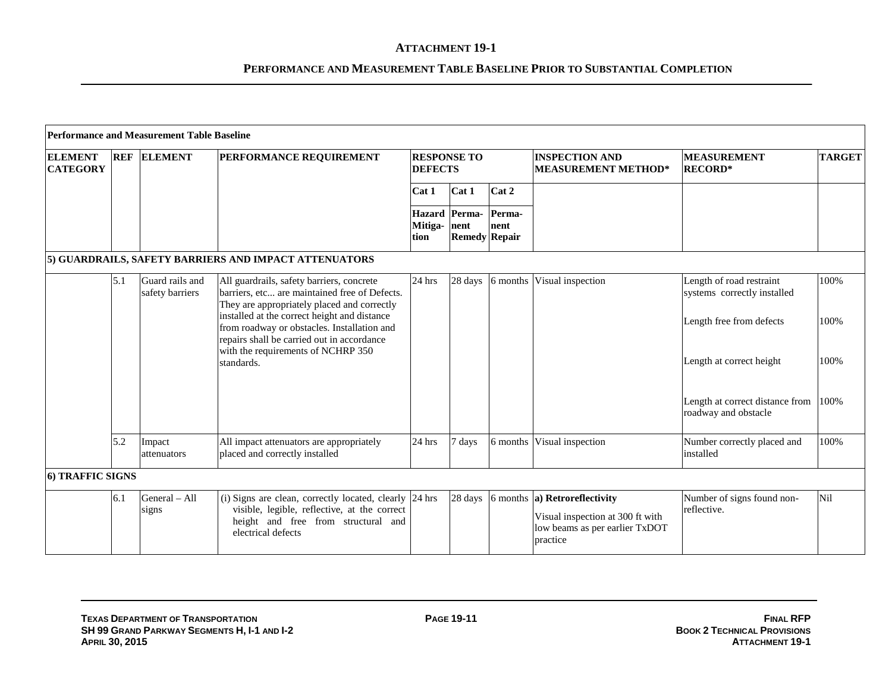## ATTACHMENT 19-1

### PERFORMANCE AND MEASUREMENT TABLE BASELINE PRIOR TO SUBSTANTIAL COMPLETION

| Performance and Measurement Table Baseline | | | | | | | | | |
|---|---|---|---|---|---|---|---|---|---|
| **ELEMENT CATEGORY** | **REF** | **ELEMENT** | **PERFORMANCE REQUIREMENT** | **RESPONSE TO DEFECTS** | | | **INSPECTION AND MEASUREMENT METHOD*** | **MEASUREMENT RECORD*** | **TARGET** |
| | | | | **Cat 1** | **Cat 1** | **Cat 2** | | | |
| | | | | **Hazard Mitiga-tion** | **Perma-nent Remedy** | **Perma-nent Repair** | | | |
| **5) GUARDRAILS, SAFETY BARRIERS AND IMPACT ATTENUATORS** | | | | | | | | | |
| | 5.1 | Guard rails and safety barriers | All guardrails, safety barriers, concrete barriers, etc... are maintained free of Defects. They are appropriately placed and correctly installed at the correct height and distance from roadway or obstacles. Installation and repairs shall be carried out in accordance with the requirements of NCHRP 350 standards. | 24 hrs | 28 days | 6 months | Visual inspection | Length of road restraint systems correctly installed | 100% |
| | | | | | | | | Length free from defects | 100% |
| | | | | | | | | Length at correct height | 100% |
| | | | | | | | | Length at correct distance from roadway and obstacle | 100% |
| | 5.2 | Impact attenuators | All impact attenuators are appropriately placed and correctly installed | 24 hrs | 7 days | 6 months | Visual inspection | Number correctly placed and installed | 100% |
| **6) TRAFFIC SIGNS** | | | | | | | | | |
| | 6.1 | General – All signs | (i) Signs are clean, correctly located, clearly visible, legible, reflective, at the correct height and free from structural and electrical defects | 24 hrs | 28 days | 6 months | **a) Retroreflectivity**<br>Visual inspection at 300 ft with low beams as per earlier TxDOT practice | Number of signs found non-reflective. | Nil |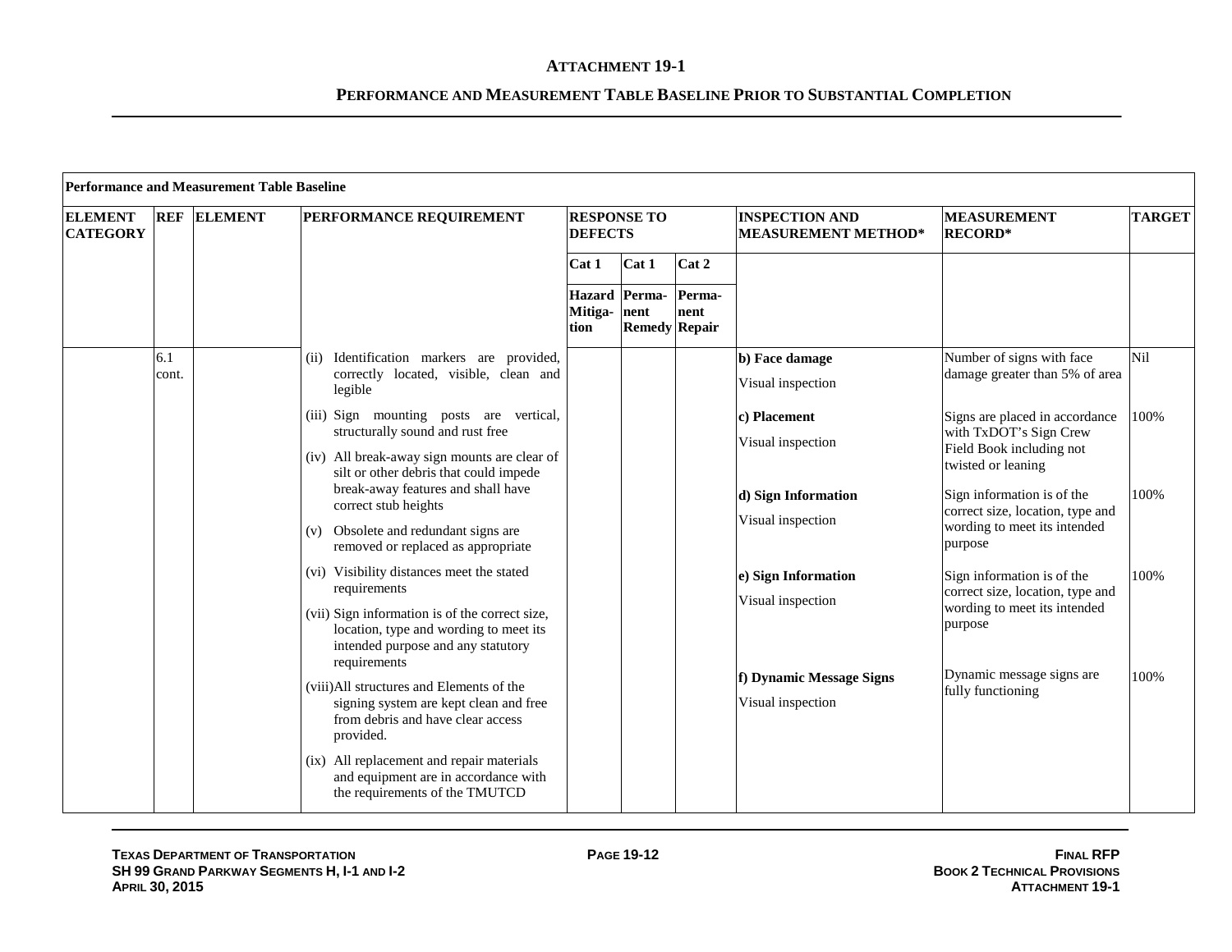# ATTACHMENT 19-1

## PERFORMANCE AND MEASUREMENT TABLE BASELINE PRIOR TO SUBSTANTIAL COMPLETION

| Performance and Measurement Table Baseline | | | | | | | | | |
|---|---|---|---|---|---|---|---|---|---|
| **ELEMENT CATEGORY** | **REF** | **ELEMENT** | **PERFORMANCE REQUIREMENT** | **RESPONSE TO DEFECTS** | | | **INSPECTION AND MEASUREMENT METHOD*** | **MEASUREMENT RECORD*** | **TARGET** |
| | | | | **Cat 1** | **Cat 1** | **Cat 2** | | | |
| | | | | **Hazard Mitiga-tion** | **Perma-nent Remedy** | **Perma-nent Repair** | | | |
| | 6.1 cont. | | (ii) Identification markers are provided, correctly located, visible, clean and legible<br><br>(iii) Sign mounting posts are vertical, structurally sound and rust free<br><br>(iv) All break-away sign mounts are clear of silt or other debris that could impede break-away features and shall have correct stub heights<br><br>(v) Obsolete and redundant signs are removed or replaced as appropriate<br><br>(vi) Visibility distances meet the stated requirements<br><br>(vii) Sign information is of the correct size, location, type and wording to meet its intended purpose and any statutory requirements<br><br>(viii) All structures and Elements of the signing system are kept clean and free from debris and have clear access provided.<br><br>(ix) All replacement and repair materials and equipment are in accordance with the requirements of the TMUTCD | | | | **b) Face damage**<br>Visual inspection<br><br>**c) Placement**<br>Visual inspection<br><br>**d) Sign Information**<br>Visual inspection<br><br>**e) Sign Information**<br>Visual inspection<br><br>**f) Dynamic Message Signs**<br>Visual inspection | Number of signs with face damage greater than 5% of area<br><br>Signs are placed in accordance with TxDOT's Sign Crew Field Book including not twisted or leaning<br><br>Sign information is of the correct size, location, type and wording to meet its intended purpose<br><br>Sign information is of the correct size, location, type and wording to meet its intended purpose<br><br>Dynamic message signs are fully functioning | Nil<br><br>100%<br><br>100%<br><br>100%<br><br>100% |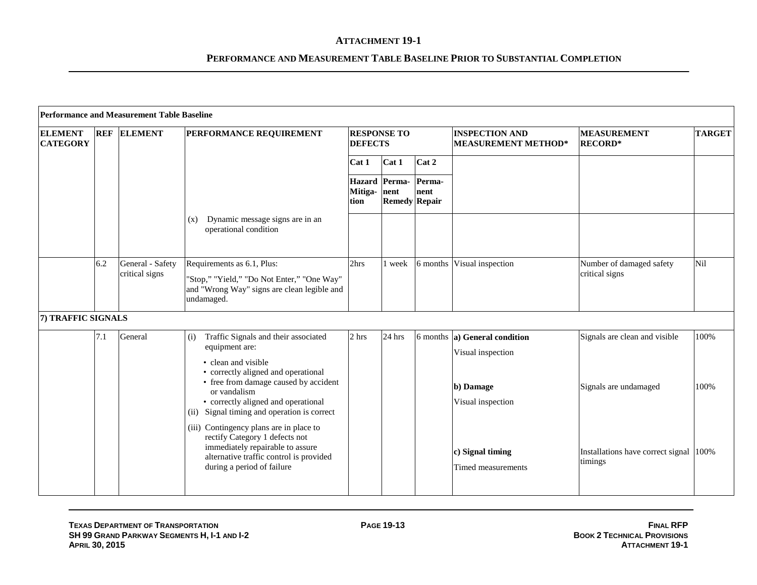**ATTACHMENT 19-1**

**PERFORMANCE AND MEASUREMENT TABLE BASELINE PRIOR TO SUBSTANTIAL COMPLETION**

| **Performance and Measurement Table Baseline** | | | | | | | | | |
|---|---|---|---|---|---|---|---|---|---|
| **ELEMENT CATEGORY** | **REF** | **ELEMENT** | **PERFORMANCE REQUIREMENT** | **RESPONSE TO DEFECTS** | | | **INSPECTION AND MEASUREMENT METHOD*** | **MEASUREMENT RECORD*** | **TARGET** |
| | | | | **Cat 1** | **Cat 1** | **Cat 2** | | | |
| | | | | **Hazard Mitigation** | **Permanent Remedy** | **Permanent Repair** | | | |
| | | | (x) Dynamic message signs are in an operational condition | | | | | | |
| | 6.2 | General - Safety critical signs | Requirements as 6.1, Plus: "Stop," "Yield," "Do Not Enter," "One Way" and "Wrong Way" signs are clean legible and undamaged. | 2hrs | 1 week | 6 months | Visual inspection | Number of damaged safety critical signs | Nil |
| **7) TRAFFIC SIGNALS** | | | | | | | | | |
| | 7.1 | General | (i) Traffic Signals and their associated equipment are: • clean and visible • correctly aligned and operational • free from damage caused by accident or vandalism • correctly aligned and operational (ii) Signal timing and operation is correct (iii) Contingency plans are in place to rectify Category 1 defects not immediately repairable to assure alternative traffic control is provided during a period of failure | 2 hrs | 24 hrs | 6 months | **a) General condition** Visual inspection **b) Damage** Visual inspection **c) Signal timing** Timed measurements | Signals are clean and visible Signals are undamaged Installations have correct signal timings | 100% 100% 100% |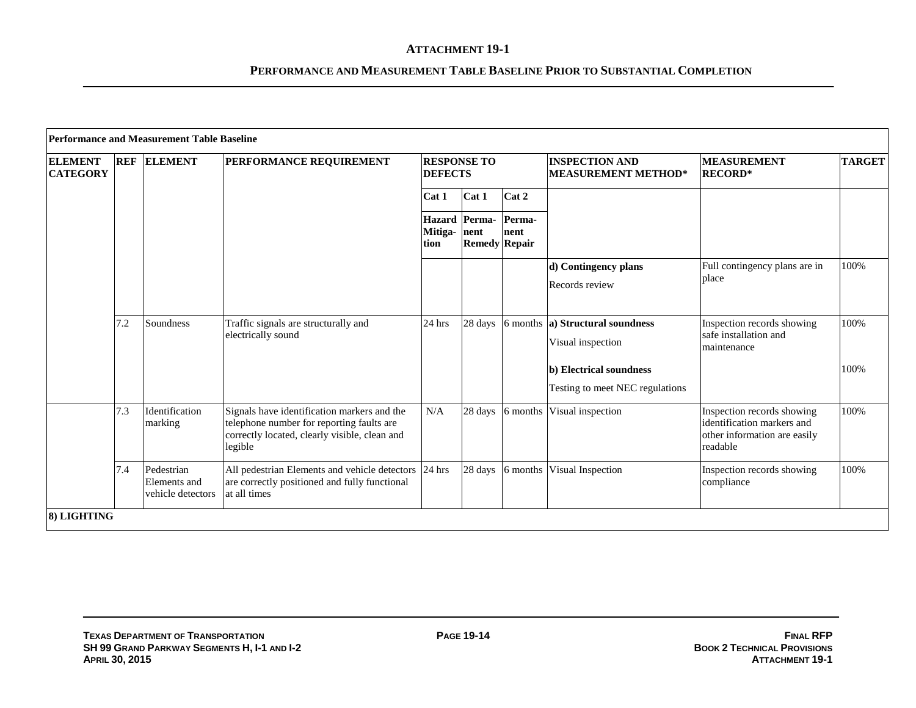## ATTACHMENT 19-1

### PERFORMANCE AND MEASUREMENT TABLE BASELINE PRIOR TO SUBSTANTIAL COMPLETION

| Performance and Measurement Table Baseline | | | | | | | | | |
|---|---|---|---|---|---|---|---|---|---|
| **ELEMENT CATEGORY** | **REF** | **ELEMENT** | **PERFORMANCE REQUIREMENT** | **RESPONSE TO DEFECTS** | | | **INSPECTION AND MEASUREMENT METHOD*** | **MEASUREMENT RECORD*** | **TARGET** |
| | | | | **Cat 1** | **Cat 1** | **Cat 2** | | | |
| | | | | **Hazard Mitiga-tion** | **Perma-nent Remedy** | **Perma-nent Repair** | | | |
| | | | | | | | **d) Contingency plans**<br>Records review | Full contingency plans are in place | 100% |
| | 7.2 | Soundness | Traffic signals are structurally and electrically sound | 24 hrs | 28 days | 6 months | **a) Structural soundness**<br>Visual inspection<br>**b) Electrical soundness**<br>Testing to meet NEC regulations | Inspection records showing safe installation and maintenance | 100%<br>100% |
| | 7.3 | Identification marking | Signals have identification markers and the telephone number for reporting faults are correctly located, clearly visible, clean and legible | N/A | 28 days | 6 months | Visual inspection | Inspection records showing identification markers and other information are easily readable | 100% |
| | 7.4 | Pedestrian Elements and vehicle detectors | All pedestrian Elements and vehicle detectors are correctly positioned and fully functional at all times | 24 hrs | 28 days | 6 months | Visual Inspection | Inspection records showing compliance | 100% |
| **8) LIGHTING** | | | | | | | | | |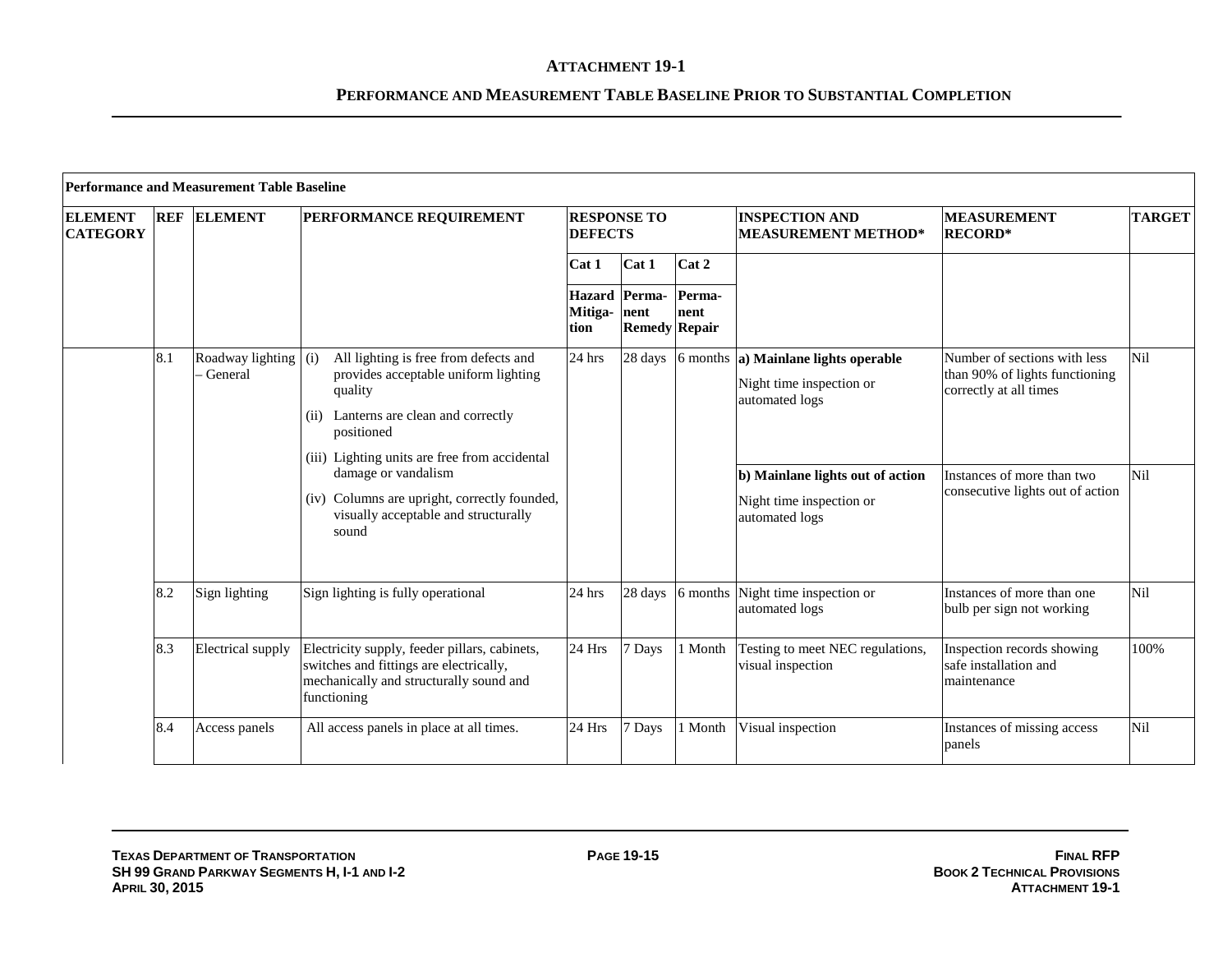# ATTACHMENT 19-1

## PERFORMANCE AND MEASUREMENT TABLE BASELINE PRIOR TO SUBSTANTIAL COMPLETION

| Performance and Measurement Table Baseline | | | | | | | | | |
|---|---|---|---|---|---|---|---|---|---|
| **ELEMENT CATEGORY** | **REF** | **ELEMENT** | **PERFORMANCE REQUIREMENT** | **RESPONSE TO DEFECTS** | | | **INSPECTION AND MEASUREMENT METHOD*** | **MEASUREMENT RECORD*** | **TARGET** |
| | | | | **Cat 1** | **Cat 1** | **Cat 2** | | | |
| | | | | **Hazard Mitiga-tion** | **Perma-nent Remedy** | **Perma-nent Repair** | | | |
| | 8.1 | Roadway lighting – General | (i) All lighting is free from defects and provides acceptable uniform lighting quality<br>(ii) Lanterns are clean and correctly positioned<br>(iii) Lighting units are free from accidental damage or vandalism<br>(iv) Columns are upright, correctly founded, visually acceptable and structurally sound | 24 hrs | 28 days | 6 months | **a) Mainlane lights operable**<br>Night time inspection or automated logs | Number of sections with less than 90% of lights functioning correctly at all times | Nil |
| | | | | | | | **b) Mainlane lights out of action**<br>Night time inspection or automated logs | Instances of more than two consecutive lights out of action | Nil |
| | 8.2 | Sign lighting | Sign lighting is fully operational | 24 hrs | 28 days | 6 months | Night time inspection or automated logs | Instances of more than one bulb per sign not working | Nil |
| | 8.3 | Electrical supply | Electricity supply, feeder pillars, cabinets, switches and fittings are electrically, mechanically and structurally sound and functioning | 24 Hrs | 7 Days | 1 Month | Testing to meet NEC regulations, visual inspection | Inspection records showing safe installation and maintenance | 100% |
| | 8.4 | Access panels | All access panels in place at all times. | 24 Hrs | 7 Days | 1 Month | Visual inspection | Instances of missing access panels | Nil |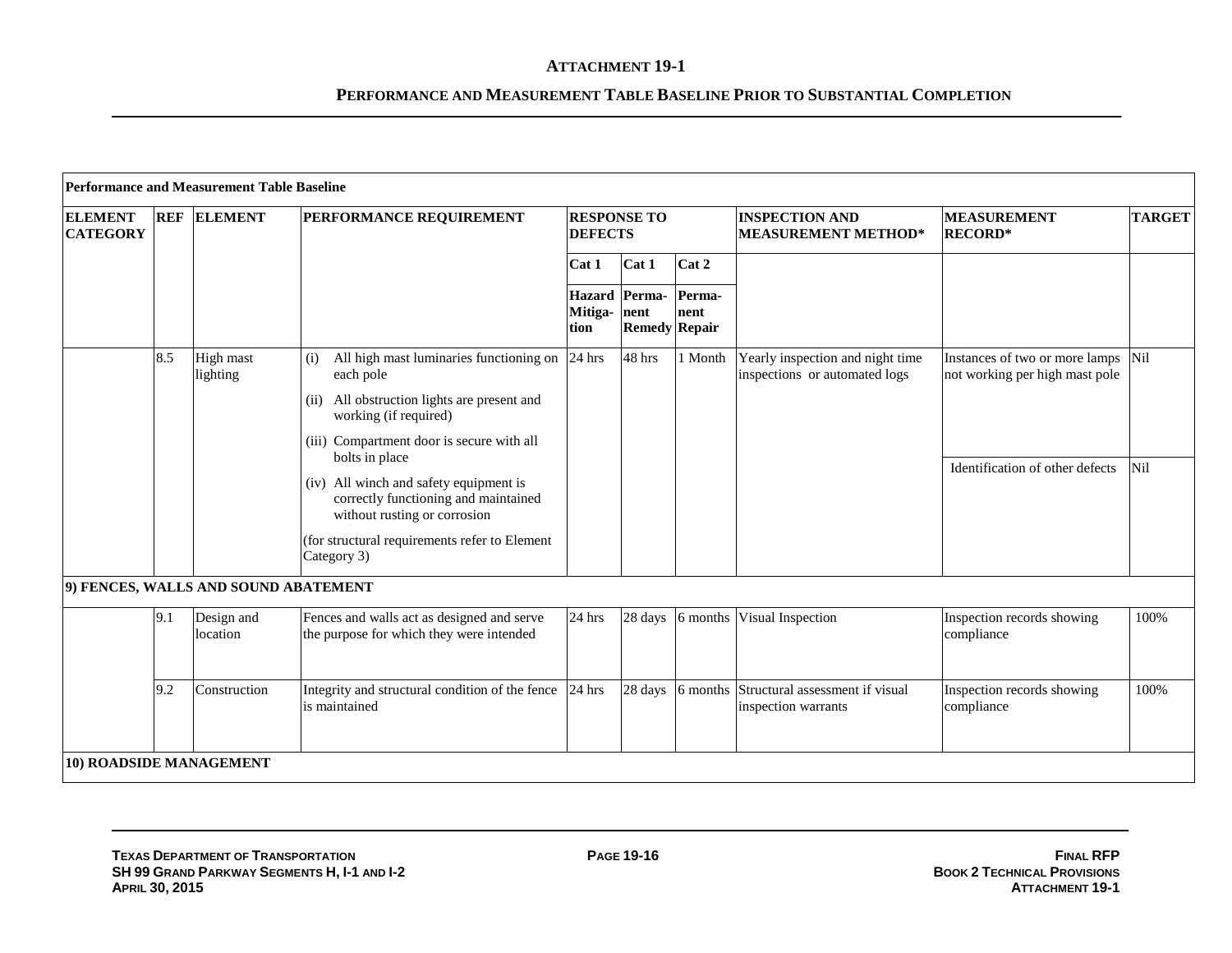# ATTACHMENT 19-1

## PERFORMANCE AND MEASUREMENT TABLE BASELINE PRIOR TO SUBSTANTIAL COMPLETION

| **Performance and Measurement Table Baseline** | | | | | | | | | |
|---|---|---|---|---|---|---|---|---|---|
| **ELEMENT CATEGORY** | **REF** | **ELEMENT** | **PERFORMANCE REQUIREMENT** | **RESPONSE TO DEFECTS** | | | **INSPECTION AND MEASUREMENT METHOD*** | **MEASUREMENT RECORD*** | **TARGET** |
| | | | | **Cat 1** | **Cat 1** | **Cat 2** | | | |
| | | | | **Hazard Mitigation** | **Permanent Remedy** | **Permanent Repair** | | | |
| | 8.5 | High mast lighting | (i) All high mast luminaries functioning on each pole<br>(ii) All obstruction lights are present and working (if required)<br>(iii) Compartment door is secure with all bolts in place<br>(iv) All winch and safety equipment is correctly functioning and maintained without rusting or corrosion<br>(for structural requirements refer to Element Category 3) | 24 hrs | 48 hrs | 1 Month | Yearly inspection and night time inspections or automated logs | Instances of two or more lamps not working per high mast pole | Nil |
| | | | | | | | | Identification of other defects | Nil |
| **9) FENCES, WALLS AND SOUND ABATEMENT** | | | | | | | | | |
| | 9.1 | Design and location | Fences and walls act as designed and serve the purpose for which they were intended | 24 hrs | 28 days | 6 months | Visual Inspection | Inspection records showing compliance | 100% |
| | 9.2 | Construction | Integrity and structural condition of the fence is maintained | 24 hrs | 28 days | 6 months | Structural assessment if visual inspection warrants | Inspection records showing compliance | 100% |
| **10) ROADSIDE MANAGEMENT** | | | | | | | | | |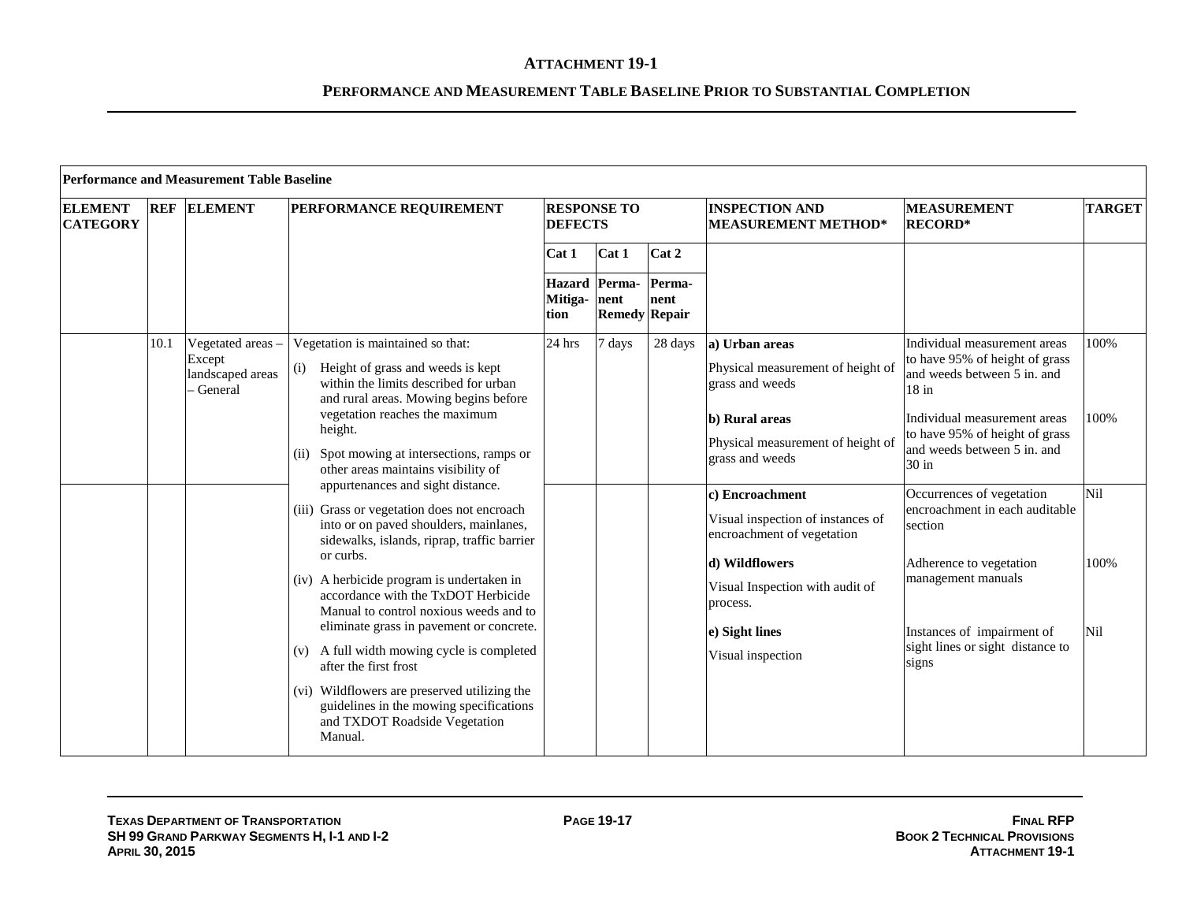# ATTACHMENT 19-1

## PERFORMANCE AND MEASUREMENT TABLE BASELINE PRIOR TO SUBSTANTIAL COMPLETION

| Performance and Measurement Table Baseline | | | | | | | | | |
|---|---|---|---|---|---|---|---|---|---|
| **ELEMENT CATEGORY** | **REF** | **ELEMENT** | **PERFORMANCE REQUIREMENT** | **RESPONSE TO DEFECTS** | | | **INSPECTION AND MEASUREMENT METHOD*** | **MEASUREMENT RECORD*** | **TARGET** |
| | | | | **Cat 1** | **Cat 1** | **Cat 2** | | | |
| | | | | **Hazard Mitiga-tion** | **Perma-nent Remedy** | **Perma-nent Repair** | | | |
| | 10.1 | Vegetated areas – Except landscaped areas – General | Vegetation is maintained so that: (i) Height of grass and weeds is kept within the limits described for urban and rural areas. Mowing begins before vegetation reaches the maximum height. (ii) Spot mowing at intersections, ramps or other areas maintains visibility of appurtenances and sight distance. | 24 hrs | 7 days | 28 days | **a) Urban areas** Physical measurement of height of grass and weeds | Individual measurement areas to have 95% of height of grass and weeds between 5 in. and 18 in | 100% |
| | | | | | | | **b) Rural areas** Physical measurement of height of grass and weeds | Individual measurement areas to have 95% of height of grass and weeds between 5 in. and 30 in | 100% |
| | | | (iii) Grass or vegetation does not encroach into or on paved shoulders, mainlanes, sidewalks, islands, riprap, traffic barrier or curbs. (iv) A herbicide program is undertaken in accordance with the TxDOT Herbicide Manual to control noxious weeds and to eliminate grass in pavement or concrete. (v) A full width mowing cycle is completed after the first frost (vi) Wildflowers are preserved utilizing the guidelines in the mowing specifications and TXDOT Roadside Vegetation Manual. | | | | **c) Encroachment** Visual inspection of instances of encroachment of vegetation | Occurrences of vegetation encroachment in each auditable section | Nil |
| | | | | | | | **d) Wildflowers** Visual Inspection with audit of process. | Adherence to vegetation management manuals | 100% |
| | | | | | | | **e) Sight lines** Visual inspection | Instances of impairment of sight lines or sight distance to signs | Nil |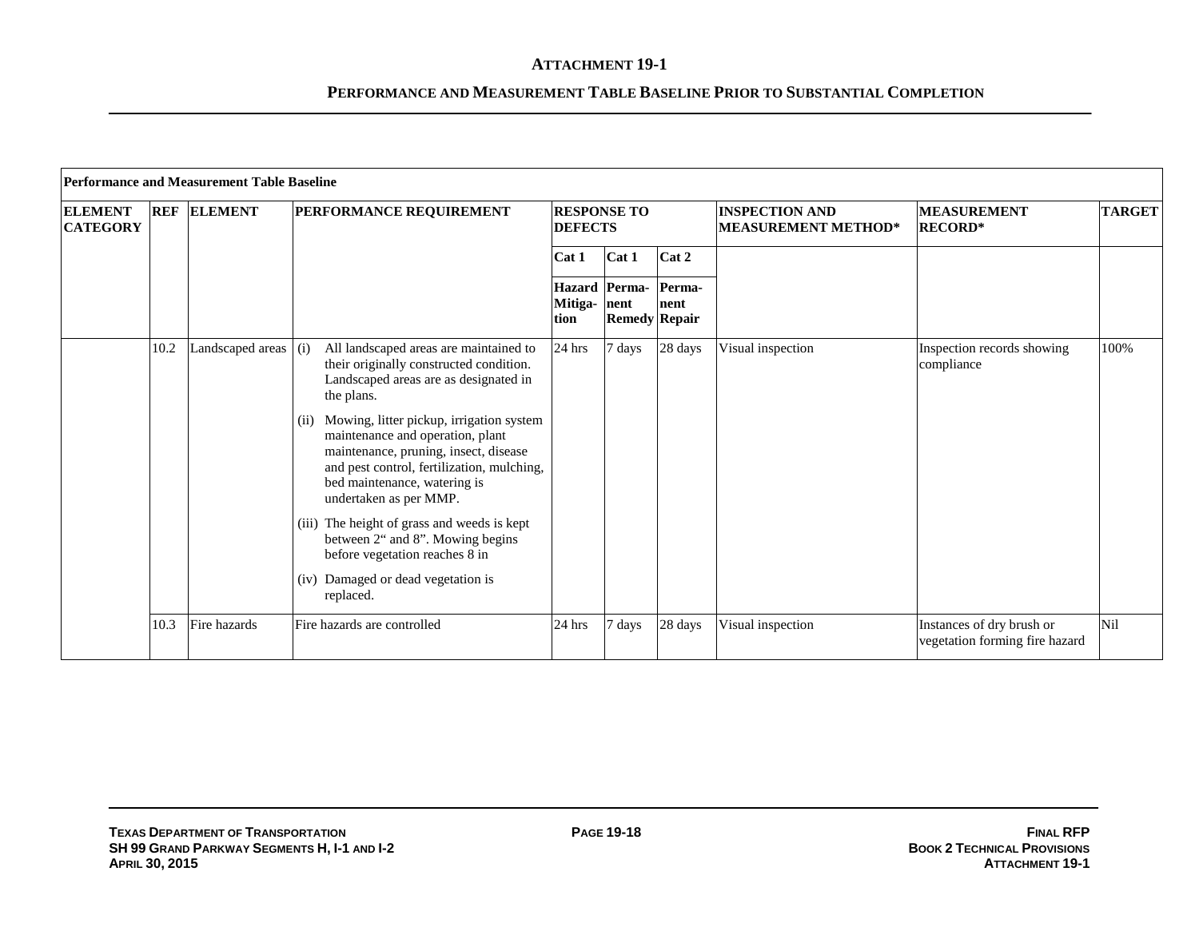**ATTACHMENT 19-1**

**PERFORMANCE AND MEASUREMENT TABLE BASELINE PRIOR TO SUBSTANTIAL COMPLETION**

| **Performance and Measurement Table Baseline** | | | | | | | | | |
|---|---|---|---|---|---|---|---|---|---|
| **ELEMENT CATEGORY** | **REF** | **ELEMENT** | **PERFORMANCE REQUIREMENT** | **RESPONSE TO DEFECTS** | | | **INSPECTION AND MEASUREMENT METHOD*** | **MEASUREMENT RECORD*** | **TARGET** |
| | | | | **Cat 1** | **Cat 1** | **Cat 2** | | | |
| | | | | **Hazard Mitiga-tion** | **Perma-nent Remedy** | **Perma-nent Repair** | | | |
| | 10.2 | Landscaped areas | (i) All landscaped areas are maintained to their originally constructed condition. Landscaped areas are as designated in the plans.<br>(ii) Mowing, litter pickup, irrigation system maintenance and operation, plant maintenance, pruning, insect, disease and pest control, fertilization, mulching, bed maintenance, watering is undertaken as per MMP.<br>(iii) The height of grass and weeds is kept between 2" and 8". Mowing begins before vegetation reaches 8 in<br>(iv) Damaged or dead vegetation is replaced. | 24 hrs | 7 days | 28 days | Visual inspection | Inspection records showing compliance | 100% |
| | 10.3 | Fire hazards | Fire hazards are controlled | 24 hrs | 7 days | 28 days | Visual inspection | Instances of dry brush or vegetation forming fire hazard | Nil |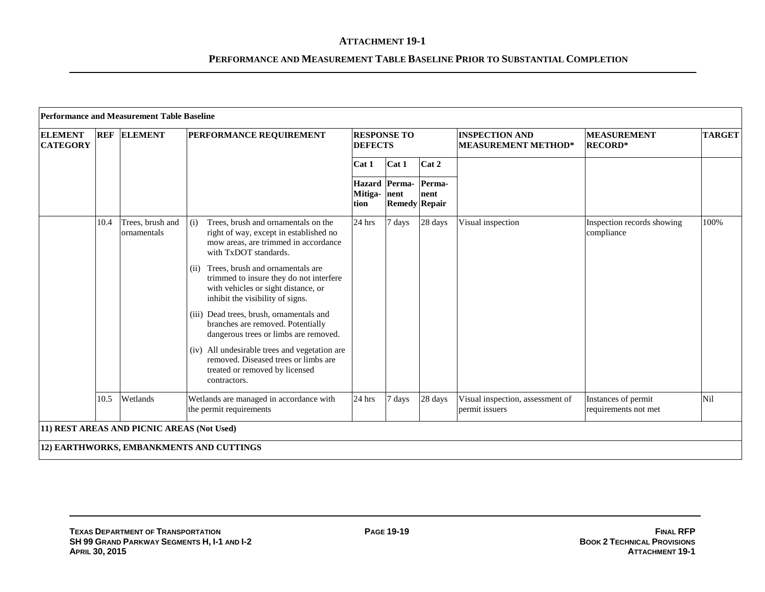# ATTACHMENT 19-1

## PERFORMANCE AND MEASUREMENT TABLE BASELINE PRIOR TO SUBSTANTIAL COMPLETION

| Performance and Measurement Table Baseline | | | | | | | | | |
|---|---|---|---|---|---|---|---|---|---|
| **ELEMENT CATEGORY** | **REF** | **ELEMENT** | **PERFORMANCE REQUIREMENT** | **RESPONSE TO DEFECTS** | | | **INSPECTION AND MEASUREMENT METHOD*** | **MEASUREMENT RECORD*** | **TARGET** |
| | | | | **Cat 1** | **Cat 1** | **Cat 2** | | | |
| | | | | **Hazard Mitiga-tion** | **Perma-nent Remedy** | **Perma-nent Repair** | | | |
| | 10.4 | Trees, brush and ornamentals | (i) Trees, brush and ornamentals on the right of way, except in established no mow areas, are trimmed in accordance with TxDOT standards.<br>(ii) Trees, brush and ornamentals are trimmed to insure they do not interfere with vehicles or sight distance, or inhibit the visibility of signs.<br>(iii) Dead trees, brush, ornamentals and branches are removed. Potentially dangerous trees or limbs are removed.<br>(iv) All undesirable trees and vegetation are removed. Diseased trees or limbs are treated or removed by licensed contractors. | 24 hrs | 7 days | 28 days | Visual inspection | Inspection records showing compliance | 100% |
| | 10.5 | Wetlands | Wetlands are managed in accordance with the permit requirements | 24 hrs | 7 days | 28 days | Visual inspection, assessment of permit issuers | Instances of permit requirements not met | Nil |
| **11) REST AREAS AND PICNIC AREAS (Not Used)** | | | | | | | | | |
| **12) EARTHWORKS, EMBANKMENTS AND CUTTINGS** | | | | | | | | | |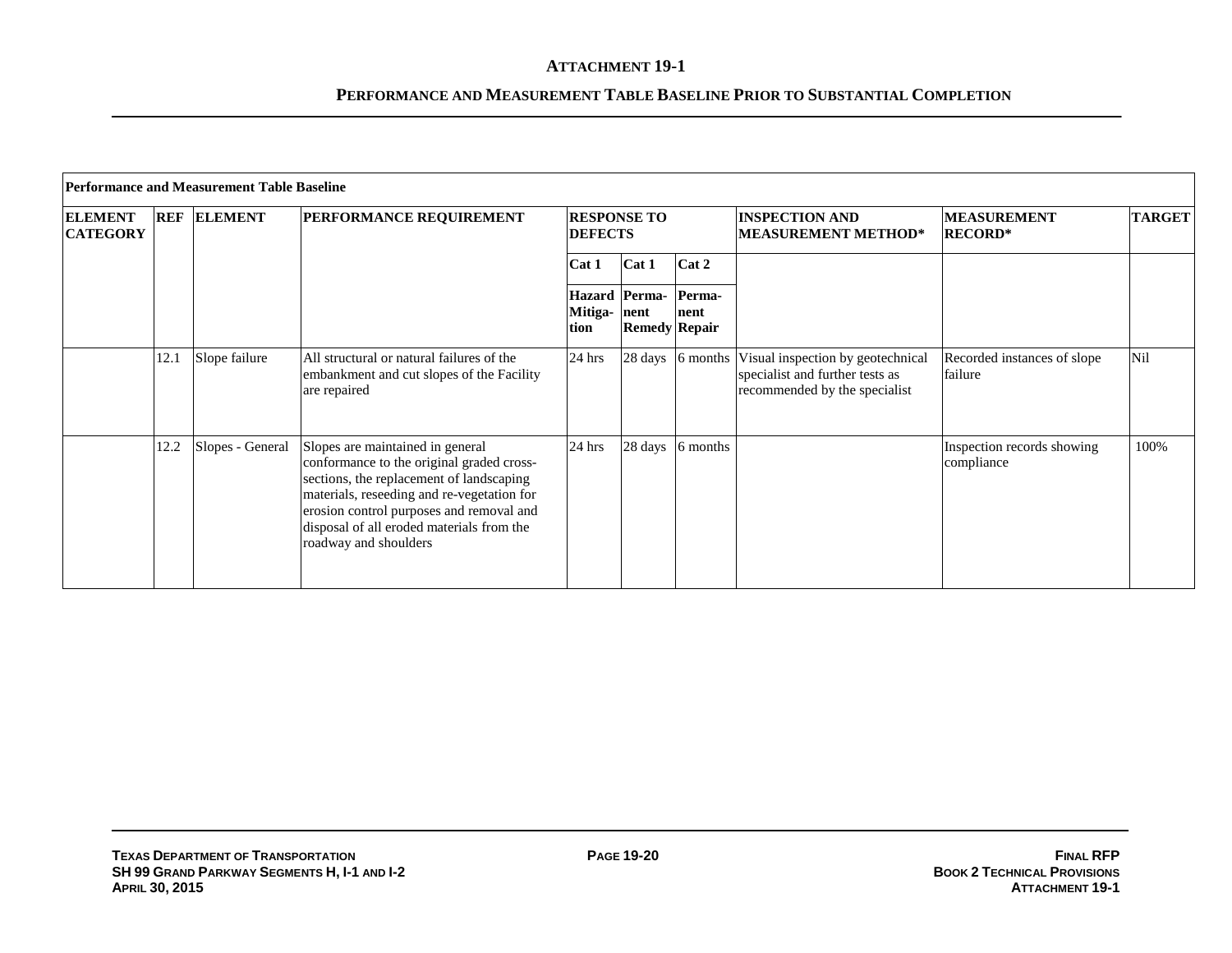# ATTACHMENT 19-1

## PERFORMANCE AND MEASUREMENT TABLE BASELINE PRIOR TO SUBSTANTIAL COMPLETION

| Performance and Measurement Table Baseline | | | | | | | | | |
|---|---|---|---|---|---|---|---|---|---|
| **ELEMENT CATEGORY** | **REF** | **ELEMENT** | **PERFORMANCE REQUIREMENT** | **RESPONSE TO DEFECTS** | | | **INSPECTION AND MEASUREMENT METHOD*** | **MEASUREMENT RECORD*** | **TARGET** |
| | | | | **Cat 1** | **Cat 1** | **Cat 2** | | | |
| | | | | **Hazard Mitiga-tion** | **Perma-nent Remedy** | **Perma-nent Repair** | | | |
| | 12.1 | Slope failure | All structural or natural failures of the embankment and cut slopes of the Facility are repaired | 24 hrs | 28 days | 6 months | Visual inspection by geotechnical specialist and further tests as recommended by the specialist | Recorded instances of slope failure | Nil |
| | 12.2 | Slopes - General | Slopes are maintained in general conformance to the original graded cross-sections, the replacement of landscaping materials, reseeding and re-vegetation for erosion control purposes and removal and disposal of all eroded materials from the roadway and shoulders | 24 hrs | 28 days | 6 months | | Inspection records showing compliance | 100% |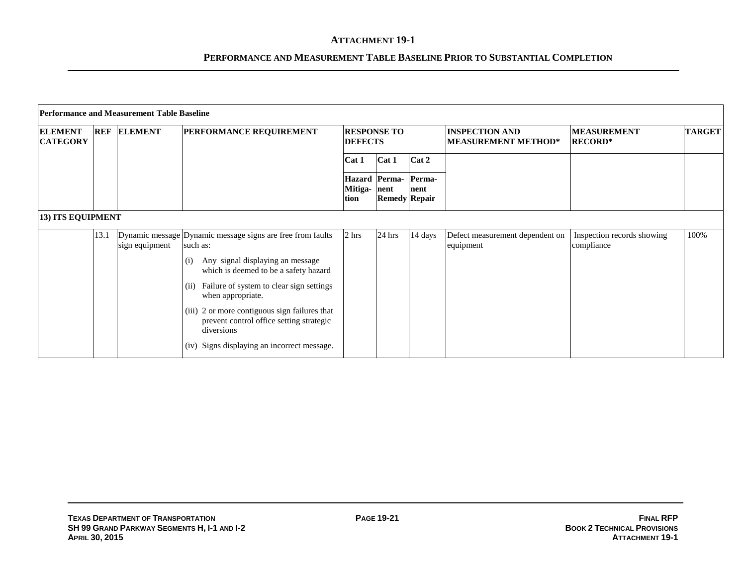# ATTACHMENT 19-1

## PERFORMANCE AND MEASUREMENT TABLE BASELINE PRIOR TO SUBSTANTIAL COMPLETION

| **Performance and Measurement Table Baseline** | | | | | | | | | |
|---|---|---|---|---|---|---|---|---|---|
| **ELEMENT CATEGORY** | **REF** | **ELEMENT** | **PERFORMANCE REQUIREMENT** | **RESPONSE TO DEFECTS** | | | **INSPECTION AND MEASUREMENT METHOD*** | **MEASUREMENT RECORD*** | **TARGET** |
| | | | | **Cat 1** | **Cat 1** | **Cat 2** | | | |
| | | | | **Hazard Mitiga-tion** | **Perma-nent Remedy** | **Perma-nent Repair** | | | |
| **13) ITS EQUIPMENT** | | | | | | | | | |
| | 13.1 | Dynamic message sign equipment | Dynamic message signs are free from faults such as:<br>(i) Any signal displaying an message which is deemed to be a safety hazard<br>(ii) Failure of system to clear sign settings when appropriate.<br>(iii) 2 or more contiguous sign failures that prevent control office setting strategic diversions<br>(iv) Signs displaying an incorrect message. | 2 hrs | 24 hrs | 14 days | Defect measurement dependent on equipment | Inspection records showing compliance | 100% |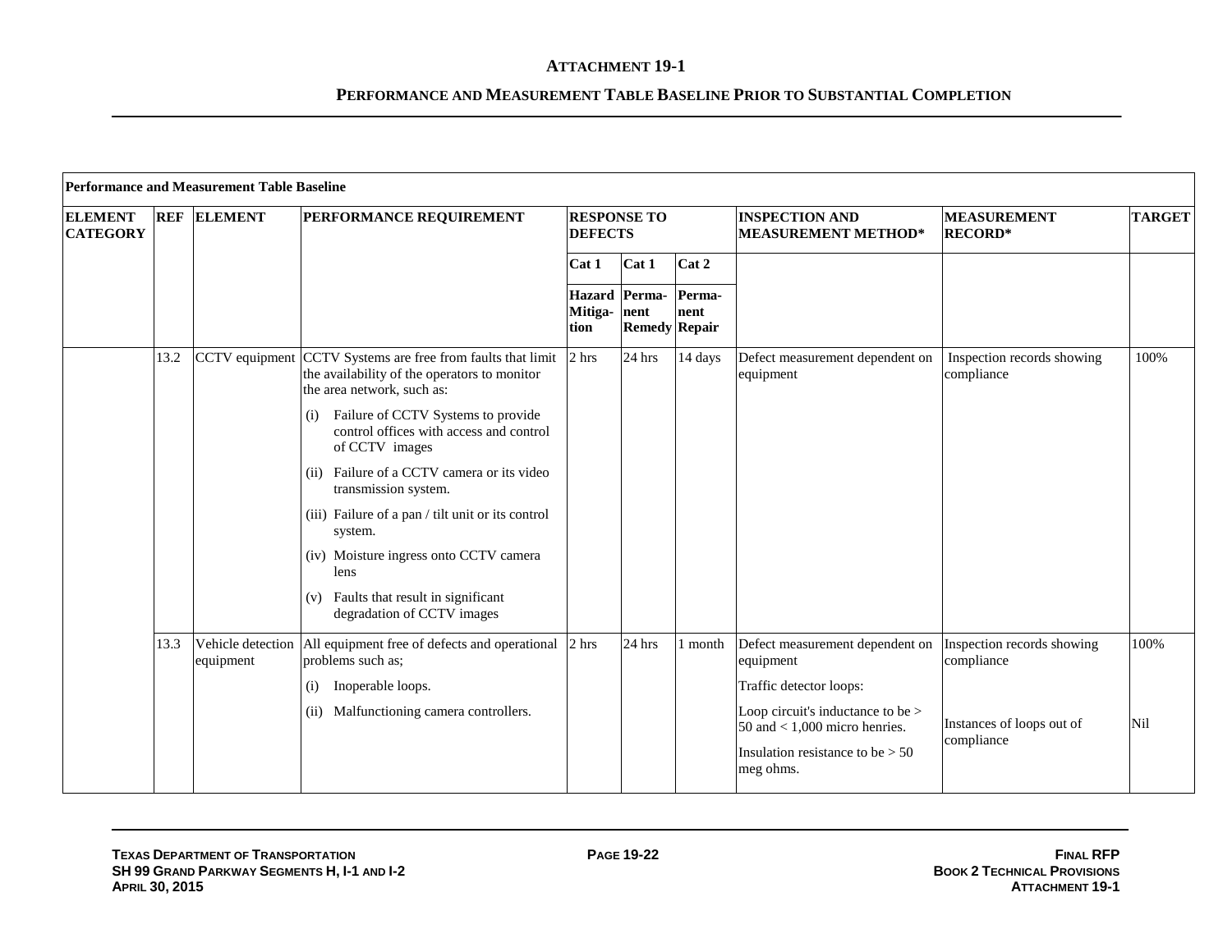## ATTACHMENT 19-1

### PERFORMANCE AND MEASUREMENT TABLE BASELINE PRIOR TO SUBSTANTIAL COMPLETION

| **Performance and Measurement Table Baseline** | | | | | | | | | |
|---|---|---|---|---|---|---|---|---|---|
| **ELEMENT CATEGORY** | **REF** | **ELEMENT** | **PERFORMANCE REQUIREMENT** | **RESPONSE TO DEFECTS** | | | **INSPECTION AND MEASUREMENT METHOD*** | **MEASUREMENT RECORD*** | **TARGET** |
| | | | | **Cat 1** | **Cat 1** | **Cat 2** | | | |
| | | | | **Hazard Mitiga-tion** | **Perma-nent Remedy** | **Perma-nent Repair** | | | |
| | 13.2 | CCTV equipment | CCTV Systems are free from faults that limit the availability of the operators to monitor the area network, such as:<br>(i) Failure of CCTV Systems to provide control offices with access and control of CCTV images<br>(ii) Failure of a CCTV camera or its video transmission system.<br>(iii) Failure of a pan / tilt unit or its control system.<br>(iv) Moisture ingress onto CCTV camera lens<br>(v) Faults that result in significant degradation of CCTV images | 2 hrs | 24 hrs | 14 days | Defect measurement dependent on equipment | Inspection records showing compliance | 100% |
| | 13.3 | Vehicle detection equipment | All equipment free of defects and operational problems such as;<br>(i) Inoperable loops.<br>(ii) Malfunctioning camera controllers. | 2 hrs | 24 hrs | 1 month | Defect measurement dependent on equipment<br>Traffic detector loops:<br>Loop circuit's inductance to be > 50 and < 1,000 micro henries.<br>Insulation resistance to be > 50 meg ohms. | Inspection records showing compliance<br><br>Instances of loops out of compliance | 100%<br><br>Nil |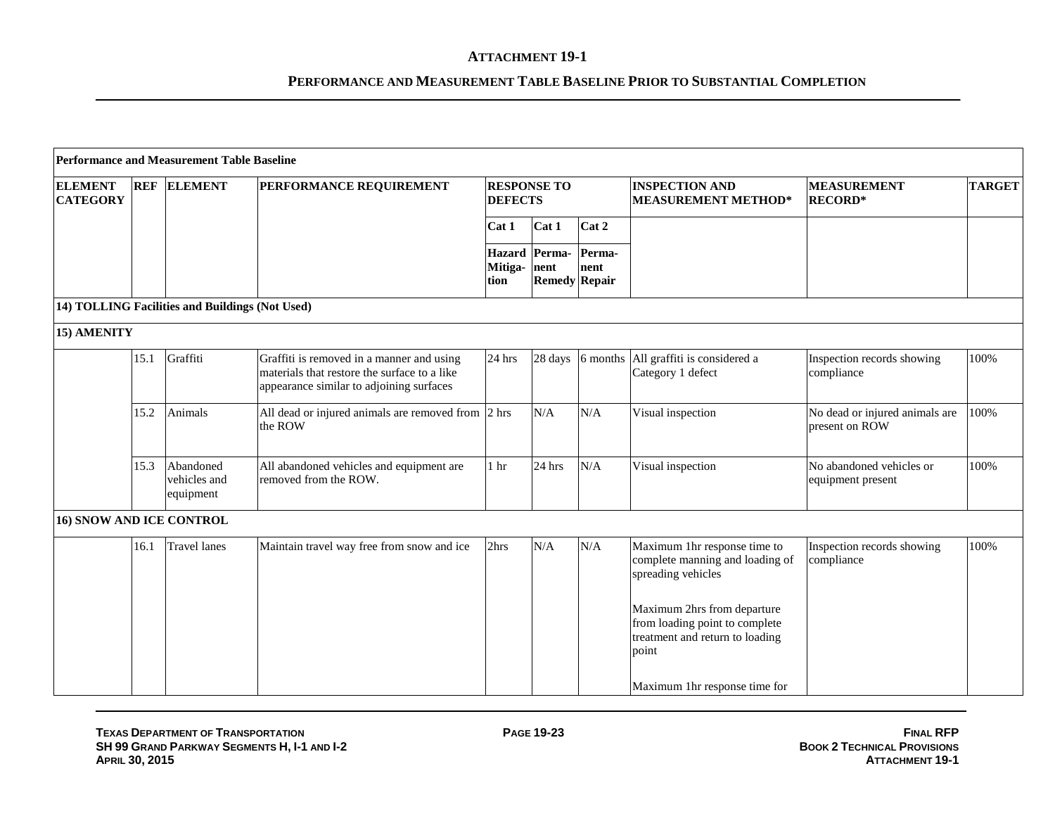**ATTACHMENT 19-1**

**PERFORMANCE AND MEASUREMENT TABLE BASELINE PRIOR TO SUBSTANTIAL COMPLETION**

| **Performance and Measurement Table Baseline** | | | | | | | | | |
|---|---|---|---|---|---|---|---|---|---|
| **ELEMENT CATEGORY** | **REF** | **ELEMENT** | **PERFORMANCE REQUIREMENT** | **RESPONSE TO DEFECTS** | | | **INSPECTION AND MEASUREMENT METHOD*** | **MEASUREMENT RECORD*** | **TARGET** |
| | | | | **Cat 1** | **Cat 1** | **Cat 2** | | | |
| | | | | **Hazard Mitiga-tion** | **Perma-nent Remedy** | **Perma-nent Repair** | | | |
| **14) TOLLING Facilities and Buildings (Not Used)** | | | | | | | | | |
| **15) AMENITY** | | | | | | | | | |
| | 15.1 | Graffiti | Graffiti is removed in a manner and using materials that restore the surface to a like appearance similar to adjoining surfaces | 24 hrs | 28 days | 6 months | All graffiti is considered a Category 1 defect | Inspection records showing compliance | 100% |
| | 15.2 | Animals | All dead or injured animals are removed from the ROW | 2 hrs | N/A | N/A | Visual inspection | No dead or injured animals are present on ROW | 100% |
| | 15.3 | Abandoned vehicles and equipment | All abandoned vehicles and equipment are removed from the ROW. | 1 hr | 24 hrs | N/A | Visual inspection | No abandoned vehicles or equipment present | 100% |
| **16) SNOW AND ICE CONTROL** | | | | | | | | | |
| | 16.1 | Travel lanes | Maintain travel way free from snow and ice | 2hrs | N/A | N/A | Maximum 1hr response time to complete manning and loading of spreading vehicles<br><br>Maximum 2hrs from departure from loading point to complete treatment and return to loading point<br><br>Maximum 1hr response time for | Inspection records showing compliance | 100% |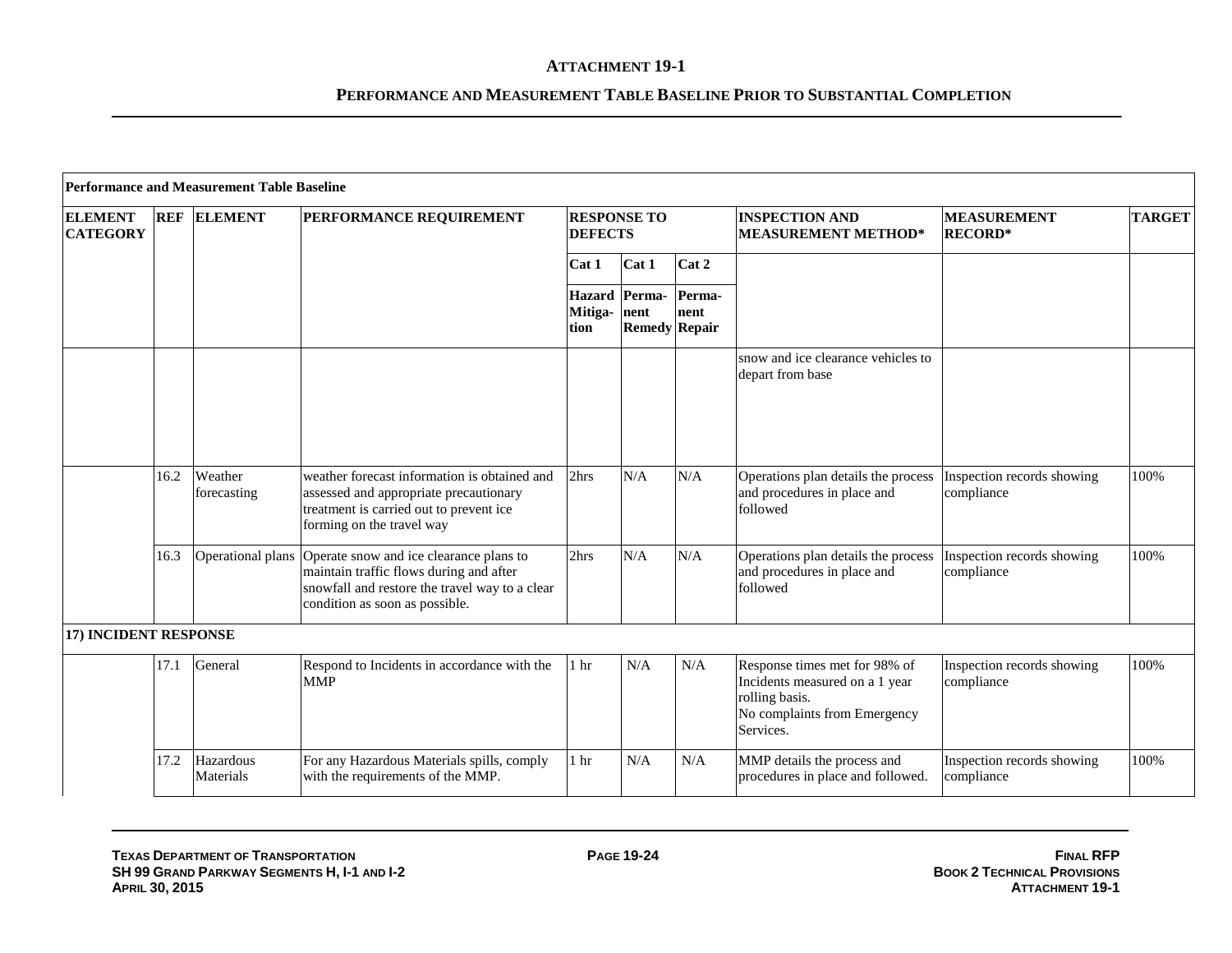## ATTACHMENT 19-1

### PERFORMANCE AND MEASUREMENT TABLE BASELINE PRIOR TO SUBSTANTIAL COMPLETION

| **Performance and Measurement Table Baseline** | | | | | | | | | |
|---|---|---|---|---|---|---|---|---|---|
| **ELEMENT CATEGORY** | **REF** | **ELEMENT** | **PERFORMANCE REQUIREMENT** | **RESPONSE TO DEFECTS** | | | **INSPECTION AND MEASUREMENT METHOD*** | **MEASUREMENT RECORD*** | **TARGET** |
| | | | | **Cat 1** | **Cat 1** | **Cat 2** | | | |
| | | | | **Hazard Mitiga-tion** | **Perma-nent Remedy** | **Perma-nent Repair** | | | |
| | | | | | | | snow and ice clearance vehicles to depart from base | | |
| | 16.2 | Weather forecasting | weather forecast information is obtained and assessed and appropriate precautionary treatment is carried out to prevent ice forming on the travel way | 2hrs | N/A | N/A | Operations plan details the process and procedures in place and followed | Inspection records showing compliance | 100% |
| | 16.3 | Operational plans | Operate snow and ice clearance plans to maintain traffic flows during and after snowfall and restore the travel way to a clear condition as soon as possible. | 2hrs | N/A | N/A | Operations plan details the process and procedures in place and followed | Inspection records showing compliance | 100% |
| **17) INCIDENT RESPONSE** | | | | | | | | | |
| | 17.1 | General | Respond to Incidents in accordance with the MMP | 1 hr | N/A | N/A | Response times met for 98% of Incidents measured on a 1 year rolling basis. No complaints from Emergency Services. | Inspection records showing compliance | 100% |
| | 17.2 | Hazardous Materials | For any Hazardous Materials spills, comply with the requirements of the MMP. | 1 hr | N/A | N/A | MMP details the process and procedures in place and followed. | Inspection records showing compliance | 100% |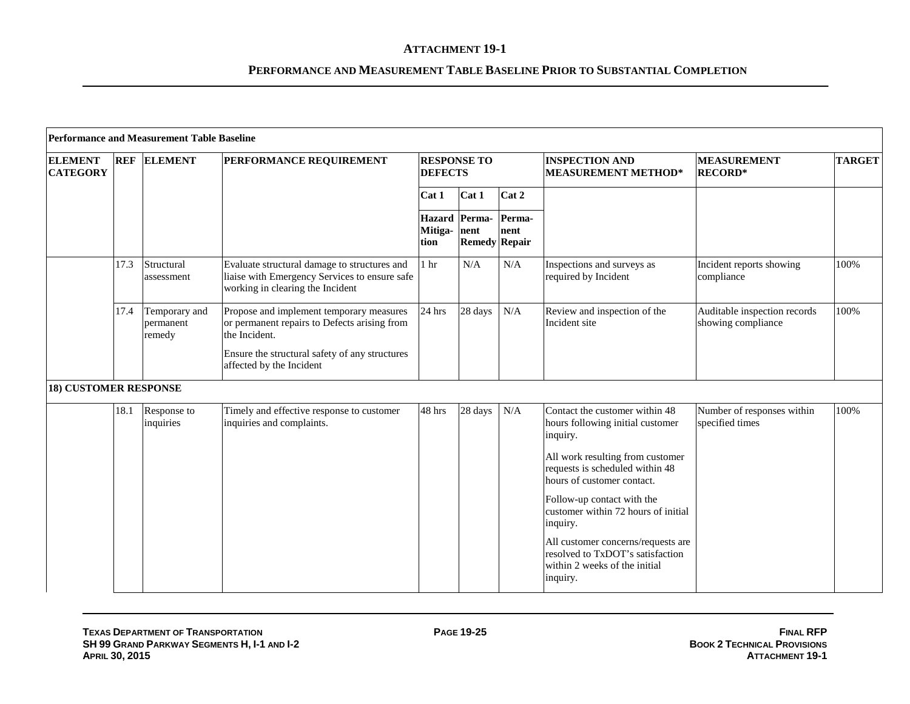**ATTACHMENT 19-1**

**PERFORMANCE AND MEASUREMENT TABLE BASELINE PRIOR TO SUBSTANTIAL COMPLETION**

| **Performance and Measurement Table Baseline** | | | | | | | | | |
|---|---|---|---|---|---|---|---|---|---|
| **ELEMENT CATEGORY** | **REF** | **ELEMENT** | **PERFORMANCE REQUIREMENT** | **RESPONSE TO DEFECTS** | | | **INSPECTION AND MEASUREMENT METHOD*** | **MEASUREMENT RECORD*** | **TARGET** |
| | | | | **Cat 1** | **Cat 1** | **Cat 2** | | | |
| | | | | **Hazard Mitiga-tion** | **Perma-nent Remedy** | **Perma-nent Repair** | | | |
| | 17.3 | Structural assessment | Evaluate structural damage to structures and liaise with Emergency Services to ensure safe working in clearing the Incident | 1 hr | N/A | N/A | Inspections and surveys as required by Incident | Incident reports showing compliance | 100% |
| | 17.4 | Temporary and permanent remedy | Propose and implement temporary measures or permanent repairs to Defects arising from the Incident.<br><br>Ensure the structural safety of any structures affected by the Incident | 24 hrs | 28 days | N/A | Review and inspection of the Incident site | Auditable inspection records showing compliance | 100% |
| **18) CUSTOMER RESPONSE** | | | | | | | | | |
| | 18.1 | Response to inquiries | Timely and effective response to customer inquiries and complaints. | 48 hrs | 28 days | N/A | Contact the customer within 48 hours following initial customer inquiry.<br><br>All work resulting from customer requests is scheduled within 48 hours of customer contact.<br><br>Follow-up contact with the customer within 72 hours of initial inquiry.<br><br>All customer concerns/requests are resolved to TxDOT's satisfaction within 2 weeks of the initial inquiry. | Number of responses within specified times | 100% |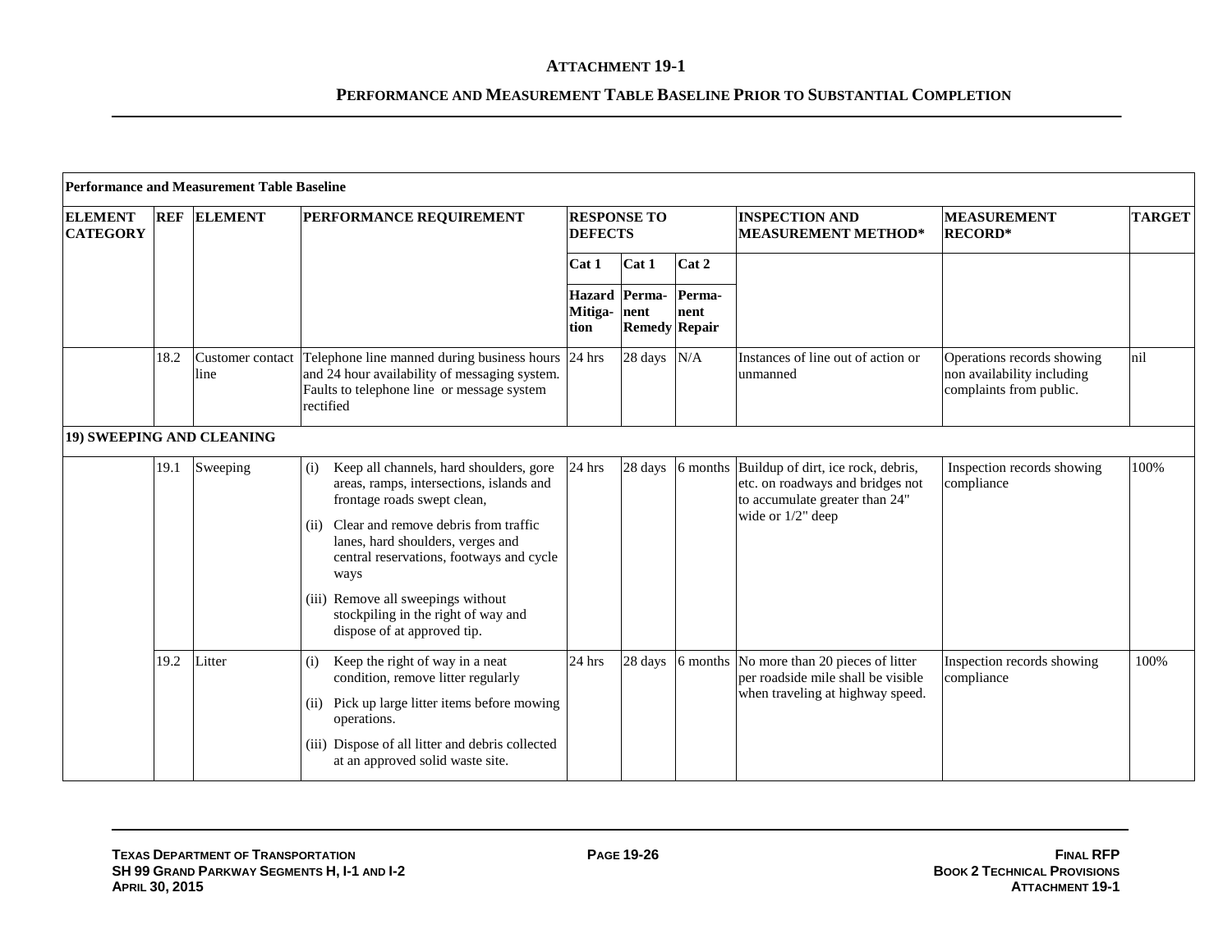# ATTACHMENT 19-1

## PERFORMANCE AND MEASUREMENT TABLE BASELINE PRIOR TO SUBSTANTIAL COMPLETION

| Performance and Measurement Table Baseline | | | | | | | | | |
|---|---|---|---|---|---|---|---|---|---|
| **ELEMENT CATEGORY** | **REF** | **ELEMENT** | **PERFORMANCE REQUIREMENT** | **RESPONSE TO DEFECTS** | | | **INSPECTION AND MEASUREMENT METHOD*** | **MEASUREMENT RECORD*** | **TARGET** |
| | | | | **Cat 1** | **Cat 1** | **Cat 2** | | | |
| | | | | **Hazard Mitiga-tion** | **Perma-nent Remedy** | **Perma-nent Repair** | | | |
| | 18.2 | Customer contact line | Telephone line manned during business hours and 24 hour availability of messaging system. Faults to telephone line or message system rectified | 24 hrs | 28 days | N/A | Instances of line out of action or unmanned | Operations records showing non availability including complaints from public. | nil |
| **19) SWEEPING AND CLEANING** | | | | | | | | | |
| | 19.1 | Sweeping | (i) Keep all channels, hard shoulders, gore areas, ramps, intersections, islands and frontage roads swept clean,<br>(ii) Clear and remove debris from traffic lanes, hard shoulders, verges and central reservations, footways and cycle ways<br>(iii) Remove all sweepings without stockpiling in the right of way and dispose of at approved tip. | 24 hrs | 28 days | 6 months | Buildup of dirt, ice rock, debris, etc. on roadways and bridges not to accumulate greater than 24" wide or 1/2" deep | Inspection records showing compliance | 100% |
| | 19.2 | Litter | (i) Keep the right of way in a neat condition, remove litter regularly<br>(ii) Pick up large litter items before mowing operations.<br>(iii) Dispose of all litter and debris collected at an approved solid waste site. | 24 hrs | 28 days | 6 months | No more than 20 pieces of litter per roadside mile shall be visible when traveling at highway speed. | Inspection records showing compliance | 100% |